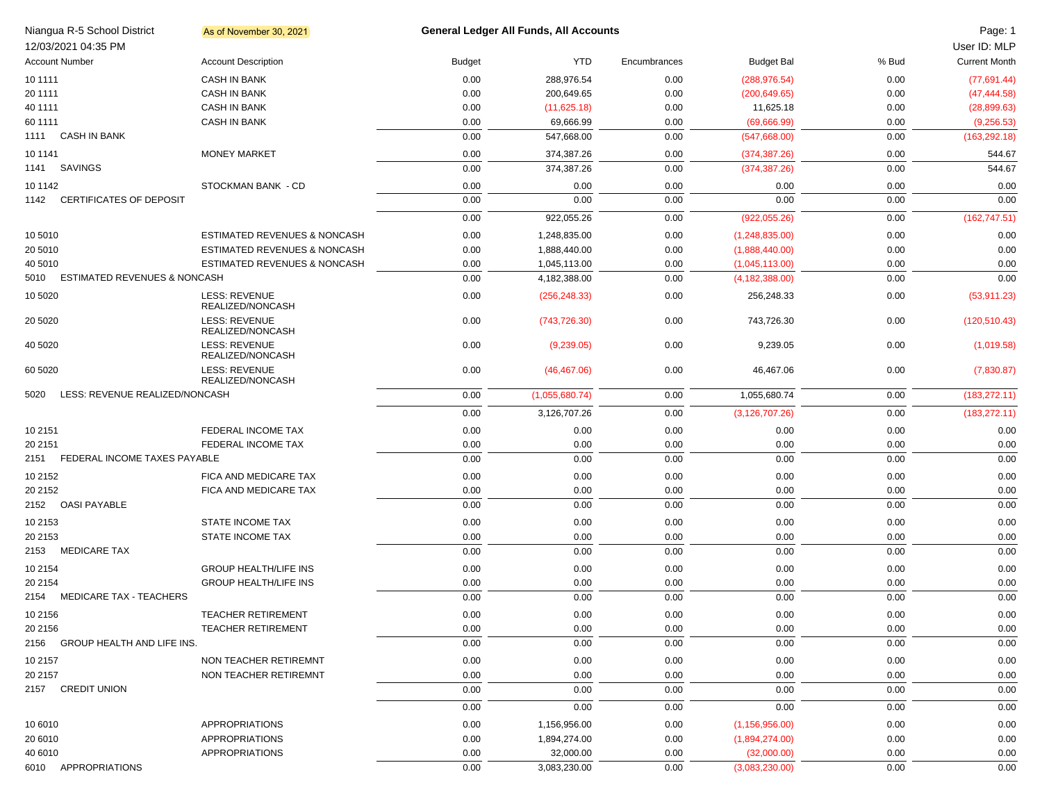Niangua R-5 School District

12/03/2021 04:35 PM

As of November 30, 2021

**General Ledger All Funds, All Accounts**

User ID: MLP

| Account Number | Account Description | Budget | YTD | Encumbrances | Budget Bal | % Bud | Current Month |
|---|---|---|---|---|---|---|---|
| 10 1111 | CASH IN BANK | 0.00 | 288,976.54 | 0.00 | (288,976.54) | 0.00 | (77,691.44) |
| 20 1111 | CASH IN BANK | 0.00 | 200,649.65 | 0.00 | (200,649.65) | 0.00 | (47,444.58) |
| 40 1111 | CASH IN BANK | 0.00 | (11,625.18) | 0.00 | 11,625.18 | 0.00 | (28,899.63) |
| 60 1111 | CASH IN BANK | 0.00 | 69,666.99 | 0.00 | (69,666.99) | 0.00 | (9,256.53) |
| 1111 CASH IN BANK | | 0.00 | 547,668.00 | 0.00 | (547,668.00) | 0.00 | (163,292.18) |
| 10 1141 | MONEY MARKET | 0.00 | 374,387.26 | 0.00 | (374,387.26) | 0.00 | 544.67 |
| 1141 SAVINGS | | 0.00 | 374,387.26 | 0.00 | (374,387.26) | 0.00 | 544.67 |
| 10 1142 | STOCKMAN BANK - CD | 0.00 | 0.00 | 0.00 | 0.00 | 0.00 | 0.00 |
| 1142 CERTIFICATES OF DEPOSIT | | 0.00 | 0.00 | 0.00 | 0.00 | 0.00 | 0.00 |
| | | 0.00 | 922,055.26 | 0.00 | (922,055.26) | 0.00 | (162,747.51) |
| 10 5010 | ESTIMATED REVENUES & NONCASH | 0.00 | 1,248,835.00 | 0.00 | (1,248,835.00) | 0.00 | 0.00 |
| 20 5010 | ESTIMATED REVENUES & NONCASH | 0.00 | 1,888,440.00 | 0.00 | (1,888,440.00) | 0.00 | 0.00 |
| 40 5010 | ESTIMATED REVENUES & NONCASH | 0.00 | 1,045,113.00 | 0.00 | (1,045,113.00) | 0.00 | 0.00 |
| 5010 ESTIMATED REVENUES & NONCASH | | 0.00 | 4,182,388.00 | 0.00 | (4,182,388.00) | 0.00 | 0.00 |
| 10 5020 | LESS: REVENUE REALIZED/NONCASH | 0.00 | (256,248.33) | 0.00 | 256,248.33 | 0.00 | (53,911.23) |
| 20 5020 | LESS: REVENUE REALIZED/NONCASH | 0.00 | (743,726.30) | 0.00 | 743,726.30 | 0.00 | (120,510.43) |
| 40 5020 | LESS: REVENUE REALIZED/NONCASH | 0.00 | (9,239.05) | 0.00 | 9,239.05 | 0.00 | (1,019.58) |
| 60 5020 | LESS: REVENUE REALIZED/NONCASH | 0.00 | (46,467.06) | 0.00 | 46,467.06 | 0.00 | (7,830.87) |
| 5020 LESS: REVENUE REALIZED/NONCASH | | 0.00 | (1,055,680.74) | 0.00 | 1,055,680.74 | 0.00 | (183,272.11) |
| | | 0.00 | 3,126,707.26 | 0.00 | (3,126,707.26) | 0.00 | (183,272.11) |
| 10 2151 | FEDERAL INCOME TAX | 0.00 | 0.00 | 0.00 | 0.00 | 0.00 | 0.00 |
| 20 2151 | FEDERAL INCOME TAX | 0.00 | 0.00 | 0.00 | 0.00 | 0.00 | 0.00 |
| 2151 FEDERAL INCOME TAXES PAYABLE | | 0.00 | 0.00 | 0.00 | 0.00 | 0.00 | 0.00 |
| 10 2152 | FICA AND MEDICARE TAX | 0.00 | 0.00 | 0.00 | 0.00 | 0.00 | 0.00 |
| 20 2152 | FICA AND MEDICARE TAX | 0.00 | 0.00 | 0.00 | 0.00 | 0.00 | 0.00 |
| 2152 OASI PAYABLE | | 0.00 | 0.00 | 0.00 | 0.00 | 0.00 | 0.00 |
| 10 2153 | STATE INCOME TAX | 0.00 | 0.00 | 0.00 | 0.00 | 0.00 | 0.00 |
| 20 2153 | STATE INCOME TAX | 0.00 | 0.00 | 0.00 | 0.00 | 0.00 | 0.00 |
| 2153 MEDICARE TAX | | 0.00 | 0.00 | 0.00 | 0.00 | 0.00 | 0.00 |
| 10 2154 | GROUP HEALTH/LIFE INS | 0.00 | 0.00 | 0.00 | 0.00 | 0.00 | 0.00 |
| 20 2154 | GROUP HEALTH/LIFE INS | 0.00 | 0.00 | 0.00 | 0.00 | 0.00 | 0.00 |
| 2154 MEDICARE TAX - TEACHERS | | 0.00 | 0.00 | 0.00 | 0.00 | 0.00 | 0.00 |
| 10 2156 | TEACHER RETIREMENT | 0.00 | 0.00 | 0.00 | 0.00 | 0.00 | 0.00 |
| 20 2156 | TEACHER RETIREMENT | 0.00 | 0.00 | 0.00 | 0.00 | 0.00 | 0.00 |
| 2156 GROUP HEALTH AND LIFE INS. | | 0.00 | 0.00 | 0.00 | 0.00 | 0.00 | 0.00 |
| 10 2157 | NON TEACHER RETIREMNT | 0.00 | 0.00 | 0.00 | 0.00 | 0.00 | 0.00 |
| 20 2157 | NON TEACHER RETIREMNT | 0.00 | 0.00 | 0.00 | 0.00 | 0.00 | 0.00 |
| 2157 CREDIT UNION | | 0.00 | 0.00 | 0.00 | 0.00 | 0.00 | 0.00 |
| | | 0.00 | 0.00 | 0.00 | 0.00 | 0.00 | 0.00 |
| 10 6010 | APPROPRIATIONS | 0.00 | 1,156,956.00 | 0.00 | (1,156,956.00) | 0.00 | 0.00 |
| 20 6010 | APPROPRIATIONS | 0.00 | 1,894,274.00 | 0.00 | (1,894,274.00) | 0.00 | 0.00 |
| 40 6010 | APPROPRIATIONS | 0.00 | 32,000.00 | 0.00 | (32,000.00) | 0.00 | 0.00 |
| 6010 APPROPRIATIONS | | 0.00 | 3,083,230.00 | 0.00 | (3,083,230.00) | 0.00 | 0.00 |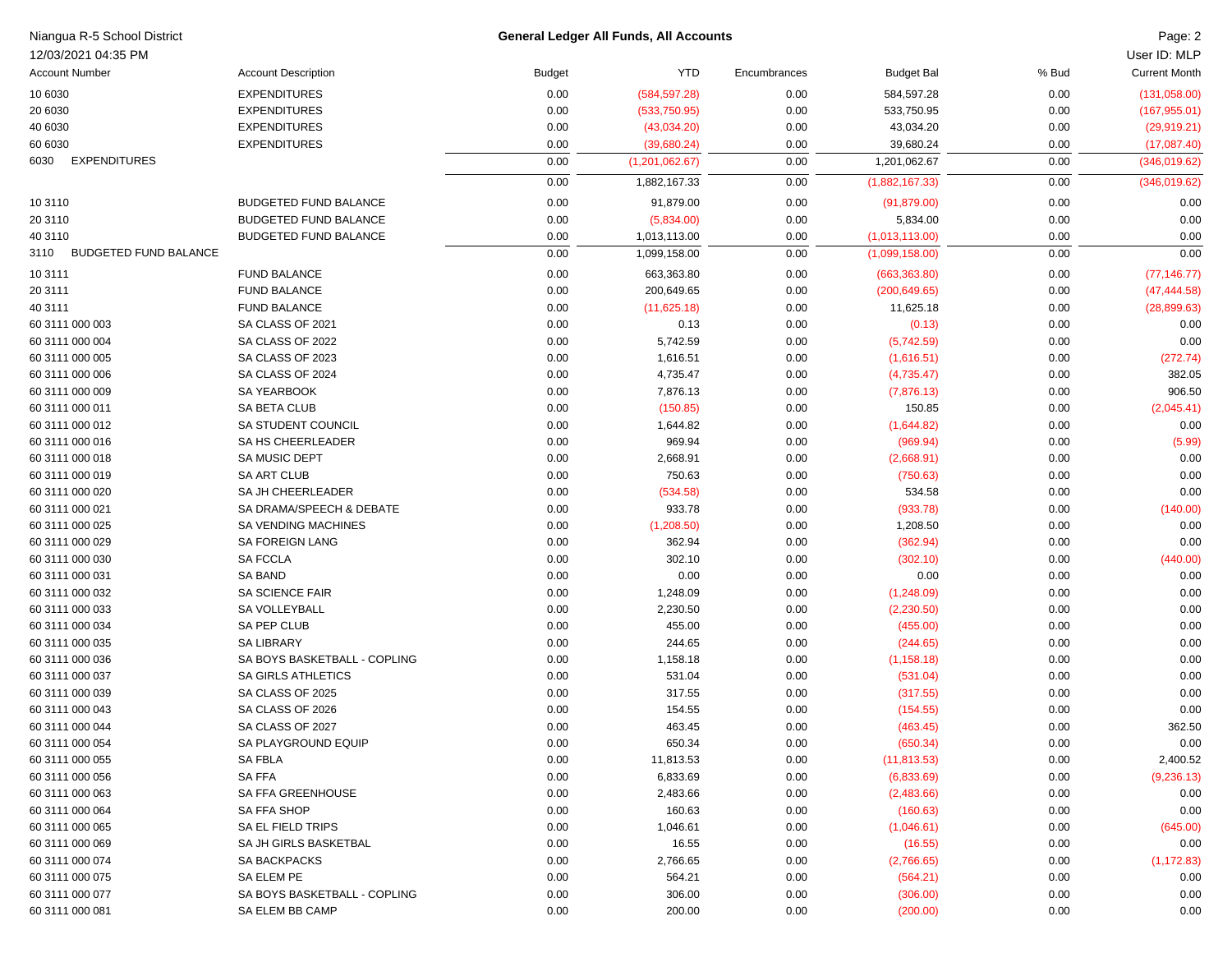Niangua R-5 School District
12/03/2021 04:35 PM

**General Ledger All Funds, All Accounts**

User ID: MLP

| Account Number | Account Description | Budget | YTD | Encumbrances | Budget Bal | % Bud | Current Month |
|---|---|---|---|---|---|---|---|
| 10 6030 | EXPENDITURES | 0.00 | (584,597.28) | 0.00 | 584,597.28 | 0.00 | (131,058.00) |
| 20 6030 | EXPENDITURES | 0.00 | (533,750.95) | 0.00 | 533,750.95 | 0.00 | (167,955.01) |
| 40 6030 | EXPENDITURES | 0.00 | (43,034.20) | 0.00 | 43,034.20 | 0.00 | (29,919.21) |
| 60 6030 | EXPENDITURES | 0.00 | (39,680.24) | 0.00 | 39,680.24 | 0.00 | (17,087.40) |
| 6030 EXPENDITURES | | 0.00 | (1,201,062.67) | 0.00 | 1,201,062.67 | 0.00 | (346,019.62) |
| | | 0.00 | 1,882,167.33 | 0.00 | (1,882,167.33) | 0.00 | (346,019.62) |
| 10 3110 | BUDGETED FUND BALANCE | 0.00 | 91,879.00 | 0.00 | (91,879.00) | 0.00 | 0.00 |
| 20 3110 | BUDGETED FUND BALANCE | 0.00 | (5,834.00) | 0.00 | 5,834.00 | 0.00 | 0.00 |
| 40 3110 | BUDGETED FUND BALANCE | 0.00 | 1,013,113.00 | 0.00 | (1,013,113.00) | 0.00 | 0.00 |
| 3110 BUDGETED FUND BALANCE | | 0.00 | 1,099,158.00 | 0.00 | (1,099,158.00) | 0.00 | 0.00 |
| 10 3111 | FUND BALANCE | 0.00 | 663,363.80 | 0.00 | (663,363.80) | 0.00 | (77,146.77) |
| 20 3111 | FUND BALANCE | 0.00 | 200,649.65 | 0.00 | (200,649.65) | 0.00 | (47,444.58) |
| 40 3111 | FUND BALANCE | 0.00 | (11,625.18) | 0.00 | 11,625.18 | 0.00 | (28,899.63) |
| 60 3111 000 003 | SA CLASS OF 2021 | 0.00 | 0.13 | 0.00 | (0.13) | 0.00 | 0.00 |
| 60 3111 000 004 | SA CLASS OF 2022 | 0.00 | 5,742.59 | 0.00 | (5,742.59) | 0.00 | 0.00 |
| 60 3111 000 005 | SA CLASS OF 2023 | 0.00 | 1,616.51 | 0.00 | (1,616.51) | 0.00 | (272.74) |
| 60 3111 000 006 | SA CLASS OF 2024 | 0.00 | 4,735.47 | 0.00 | (4,735.47) | 0.00 | 382.05 |
| 60 3111 000 009 | SA YEARBOOK | 0.00 | 7,876.13 | 0.00 | (7,876.13) | 0.00 | 906.50 |
| 60 3111 000 011 | SA BETA CLUB | 0.00 | (150.85) | 0.00 | 150.85 | 0.00 | (2,045.41) |
| 60 3111 000 012 | SA STUDENT COUNCIL | 0.00 | 1,644.82 | 0.00 | (1,644.82) | 0.00 | 0.00 |
| 60 3111 000 016 | SA HS CHEERLEADER | 0.00 | 969.94 | 0.00 | (969.94) | 0.00 | (5.99) |
| 60 3111 000 018 | SA MUSIC DEPT | 0.00 | 2,668.91 | 0.00 | (2,668.91) | 0.00 | 0.00 |
| 60 3111 000 019 | SA ART CLUB | 0.00 | 750.63 | 0.00 | (750.63) | 0.00 | 0.00 |
| 60 3111 000 020 | SA JH CHEERLEADER | 0.00 | (534.58) | 0.00 | 534.58 | 0.00 | 0.00 |
| 60 3111 000 021 | SA DRAMA/SPEECH & DEBATE | 0.00 | 933.78 | 0.00 | (933.78) | 0.00 | (140.00) |
| 60 3111 000 025 | SA VENDING MACHINES | 0.00 | (1,208.50) | 0.00 | 1,208.50 | 0.00 | 0.00 |
| 60 3111 000 029 | SA FOREIGN LANG | 0.00 | 362.94 | 0.00 | (362.94) | 0.00 | 0.00 |
| 60 3111 000 030 | SA FCCLA | 0.00 | 302.10 | 0.00 | (302.10) | 0.00 | (440.00) |
| 60 3111 000 031 | SA BAND | 0.00 | 0.00 | 0.00 | 0.00 | 0.00 | 0.00 |
| 60 3111 000 032 | SA SCIENCE FAIR | 0.00 | 1,248.09 | 0.00 | (1,248.09) | 0.00 | 0.00 |
| 60 3111 000 033 | SA VOLLEYBALL | 0.00 | 2,230.50 | 0.00 | (2,230.50) | 0.00 | 0.00 |
| 60 3111 000 034 | SA PEP CLUB | 0.00 | 455.00 | 0.00 | (455.00) | 0.00 | 0.00 |
| 60 3111 000 035 | SA LIBRARY | 0.00 | 244.65 | 0.00 | (244.65) | 0.00 | 0.00 |
| 60 3111 000 036 | SA BOYS BASKETBALL - COPLING | 0.00 | 1,158.18 | 0.00 | (1,158.18) | 0.00 | 0.00 |
| 60 3111 000 037 | SA GIRLS ATHLETICS | 0.00 | 531.04 | 0.00 | (531.04) | 0.00 | 0.00 |
| 60 3111 000 039 | SA CLASS OF 2025 | 0.00 | 317.55 | 0.00 | (317.55) | 0.00 | 0.00 |
| 60 3111 000 043 | SA CLASS OF 2026 | 0.00 | 154.55 | 0.00 | (154.55) | 0.00 | 0.00 |
| 60 3111 000 044 | SA CLASS OF 2027 | 0.00 | 463.45 | 0.00 | (463.45) | 0.00 | 362.50 |
| 60 3111 000 054 | SA PLAYGROUND EQUIP | 0.00 | 650.34 | 0.00 | (650.34) | 0.00 | 0.00 |
| 60 3111 000 055 | SA FBLA | 0.00 | 11,813.53 | 0.00 | (11,813.53) | 0.00 | 2,400.52 |
| 60 3111 000 056 | SA FFA | 0.00 | 6,833.69 | 0.00 | (6,833.69) | 0.00 | (9,236.13) |
| 60 3111 000 063 | SA FFA GREENHOUSE | 0.00 | 2,483.66 | 0.00 | (2,483.66) | 0.00 | 0.00 |
| 60 3111 000 064 | SA FFA SHOP | 0.00 | 160.63 | 0.00 | (160.63) | 0.00 | 0.00 |
| 60 3111 000 065 | SA EL FIELD TRIPS | 0.00 | 1,046.61 | 0.00 | (1,046.61) | 0.00 | (645.00) |
| 60 3111 000 069 | SA JH GIRLS BASKETBAL | 0.00 | 16.55 | 0.00 | (16.55) | 0.00 | 0.00 |
| 60 3111 000 074 | SA BACKPACKS | 0.00 | 2,766.65 | 0.00 | (2,766.65) | 0.00 | (1,172.83) |
| 60 3111 000 075 | SA ELEM PE | 0.00 | 564.21 | 0.00 | (564.21) | 0.00 | 0.00 |
| 60 3111 000 077 | SA BOYS BASKETBALL - COPLING | 0.00 | 306.00 | 0.00 | (306.00) | 0.00 | 0.00 |
| 60 3111 000 081 | SA ELEM BB CAMP | 0.00 | 200.00 | 0.00 | (200.00) | 0.00 | 0.00 |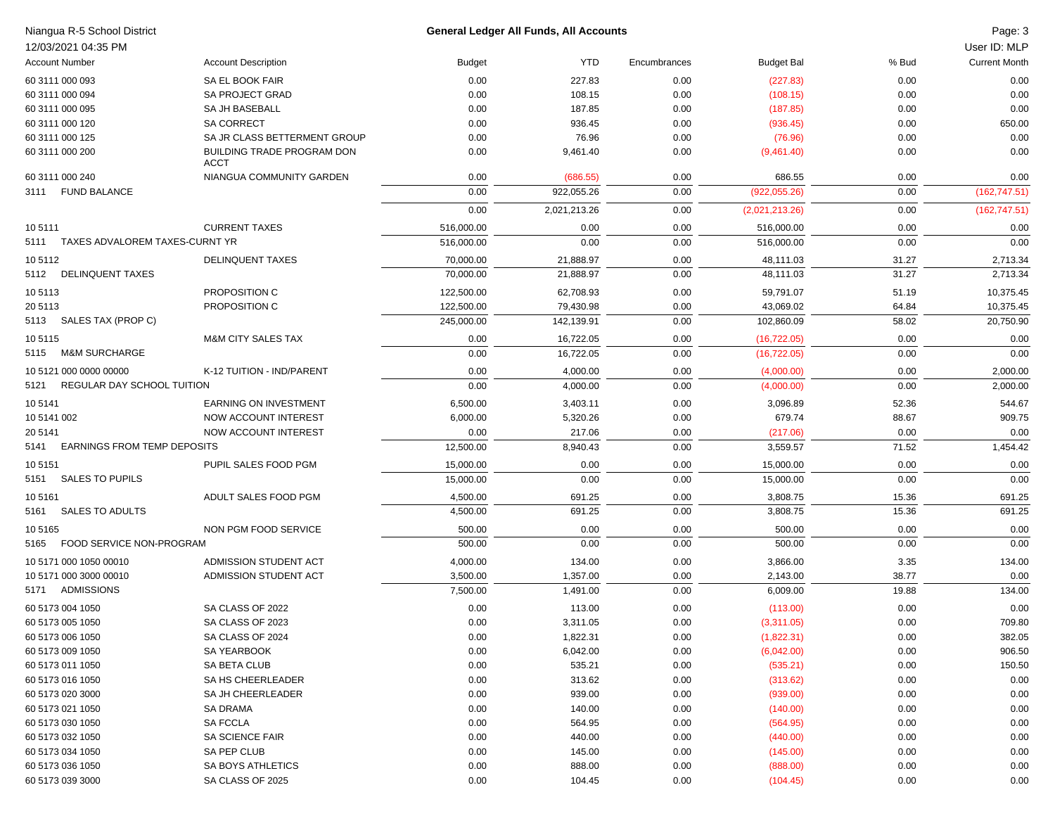Niagua R-5 School District

12/03/2021 04:35 PM

**General Ledger All Funds, All Accounts**

User ID: MLP

| Account Number | Account Description | Budget | YTD | Encumbrances | Budget Bal | % Bud | Current Month |
|---|---|---|---|---|---|---|---|
| 60 3111 000 093 | SA EL BOOK FAIR | 0.00 | 227.83 | 0.00 | (227.83) | 0.00 | 0.00 |
| 60 3111 000 094 | SA PROJECT GRAD | 0.00 | 108.15 | 0.00 | (108.15) | 0.00 | 0.00 |
| 60 3111 000 095 | SA JH BASEBALL | 0.00 | 187.85 | 0.00 | (187.85) | 0.00 | 0.00 |
| 60 3111 000 120 | SA CORRECT | 0.00 | 936.45 | 0.00 | (936.45) | 0.00 | 650.00 |
| 60 3111 000 125 | SA JR CLASS BETTERMENT GROUP | 0.00 | 76.96 | 0.00 | (76.96) | 0.00 | 0.00 |
| 60 3111 000 200 | BUILDING TRADE PROGRAM DON ACCT | 0.00 | 9,461.40 | 0.00 | (9,461.40) | 0.00 | 0.00 |
| 60 3111 000 240 | NIANGUA COMMUNITY GARDEN | 0.00 | (686.55) | 0.00 | 686.55 | 0.00 | 0.00 |
| 3111 FUND BALANCE | | 0.00 | 922,055.26 | 0.00 | (922,055.26) | 0.00 | (162,747.51) |
| | | 0.00 | 2,021,213.26 | 0.00 | (2,021,213.26) | 0.00 | (162,747.51) |
| 10 5111 | CURRENT TAXES | 516,000.00 | 0.00 | 0.00 | 516,000.00 | 0.00 | 0.00 |
| 5111 TAXES ADVALOREM TAXES-CURNT YR | | 516,000.00 | 0.00 | 0.00 | 516,000.00 | 0.00 | 0.00 |
| 10 5112 | DELINQUENT TAXES | 70,000.00 | 21,888.97 | 0.00 | 48,111.03 | 31.27 | 2,713.34 |
| 5112 DELINQUENT TAXES | | 70,000.00 | 21,888.97 | 0.00 | 48,111.03 | 31.27 | 2,713.34 |
| 10 5113 | PROPOSITION C | 122,500.00 | 62,708.93 | 0.00 | 59,791.07 | 51.19 | 10,375.45 |
| 20 5113 | PROPOSITION C | 122,500.00 | 79,430.98 | 0.00 | 43,069.02 | 64.84 | 10,375.45 |
| 5113 SALES TAX (PROP C) | | 245,000.00 | 142,139.91 | 0.00 | 102,860.09 | 58.02 | 20,750.90 |
| 10 5115 | M&M CITY SALES TAX | 0.00 | 16,722.05 | 0.00 | (16,722.05) | 0.00 | 0.00 |
| 5115 M&M SURCHARGE | | 0.00 | 16,722.05 | 0.00 | (16,722.05) | 0.00 | 0.00 |
| 10 5121 000 0000 00000 | K-12 TUITION - IND/PARENT | 0.00 | 4,000.00 | 0.00 | (4,000.00) | 0.00 | 2,000.00 |
| 5121 REGULAR DAY SCHOOL TUITION | | 0.00 | 4,000.00 | 0.00 | (4,000.00) | 0.00 | 2,000.00 |
| 10 5141 | EARNING ON INVESTMENT | 6,500.00 | 3,403.11 | 0.00 | 3,096.89 | 52.36 | 544.67 |
| 10 5141 002 | NOW ACCOUNT INTEREST | 6,000.00 | 5,320.26 | 0.00 | 679.74 | 88.67 | 909.75 |
| 20 5141 | NOW ACCOUNT INTEREST | 0.00 | 217.06 | 0.00 | (217.06) | 0.00 | 0.00 |
| 5141 EARNINGS FROM TEMP DEPOSITS | | 12,500.00 | 8,940.43 | 0.00 | 3,559.57 | 71.52 | 1,454.42 |
| 10 5151 | PUPIL SALES FOOD PGM | 15,000.00 | 0.00 | 0.00 | 15,000.00 | 0.00 | 0.00 |
| 5151 SALES TO PUPILS | | 15,000.00 | 0.00 | 0.00 | 15,000.00 | 0.00 | 0.00 |
| 10 5161 | ADULT SALES FOOD PGM | 4,500.00 | 691.25 | 0.00 | 3,808.75 | 15.36 | 691.25 |
| 5161 SALES TO ADULTS | | 4,500.00 | 691.25 | 0.00 | 3,808.75 | 15.36 | 691.25 |
| 10 5165 | NON PGM FOOD SERVICE | 500.00 | 0.00 | 0.00 | 500.00 | 0.00 | 0.00 |
| 5165 FOOD SERVICE NON-PROGRAM | | 500.00 | 0.00 | 0.00 | 500.00 | 0.00 | 0.00 |
| 10 5171 000 1050 00010 | ADMISSION STUDENT ACT | 4,000.00 | 134.00 | 0.00 | 3,866.00 | 3.35 | 134.00 |
| 10 5171 000 3000 00010 | ADMISSION STUDENT ACT | 3,500.00 | 1,357.00 | 0.00 | 2,143.00 | 38.77 | 0.00 |
| 5171 ADMISSIONS | | 7,500.00 | 1,491.00 | 0.00 | 6,009.00 | 19.88 | 134.00 |
| 60 5173 004 1050 | SA CLASS OF 2022 | 0.00 | 113.00 | 0.00 | (113.00) | 0.00 | 0.00 |
| 60 5173 005 1050 | SA CLASS OF 2023 | 0.00 | 3,311.05 | 0.00 | (3,311.05) | 0.00 | 709.80 |
| 60 5173 006 1050 | SA CLASS OF 2024 | 0.00 | 1,822.31 | 0.00 | (1,822.31) | 0.00 | 382.05 |
| 60 5173 009 1050 | SA YEARBOOK | 0.00 | 6,042.00 | 0.00 | (6,042.00) | 0.00 | 906.50 |
| 60 5173 011 1050 | SA BETA CLUB | 0.00 | 535.21 | 0.00 | (535.21) | 0.00 | 150.50 |
| 60 5173 016 1050 | SA HS CHEERLEADER | 0.00 | 313.62 | 0.00 | (313.62) | 0.00 | 0.00 |
| 60 5173 020 3000 | SA JH CHEERLEADER | 0.00 | 939.00 | 0.00 | (939.00) | 0.00 | 0.00 |
| 60 5173 021 1050 | SA DRAMA | 0.00 | 140.00 | 0.00 | (140.00) | 0.00 | 0.00 |
| 60 5173 030 1050 | SA FCCLA | 0.00 | 564.95 | 0.00 | (564.95) | 0.00 | 0.00 |
| 60 5173 032 1050 | SA SCIENCE FAIR | 0.00 | 440.00 | 0.00 | (440.00) | 0.00 | 0.00 |
| 60 5173 034 1050 | SA PEP CLUB | 0.00 | 145.00 | 0.00 | (145.00) | 0.00 | 0.00 |
| 60 5173 036 1050 | SA BOYS ATHLETICS | 0.00 | 888.00 | 0.00 | (888.00) | 0.00 | 0.00 |
| 60 5173 039 3000 | SA CLASS OF 2025 | 0.00 | 104.45 | 0.00 | (104.45) | 0.00 | 0.00 |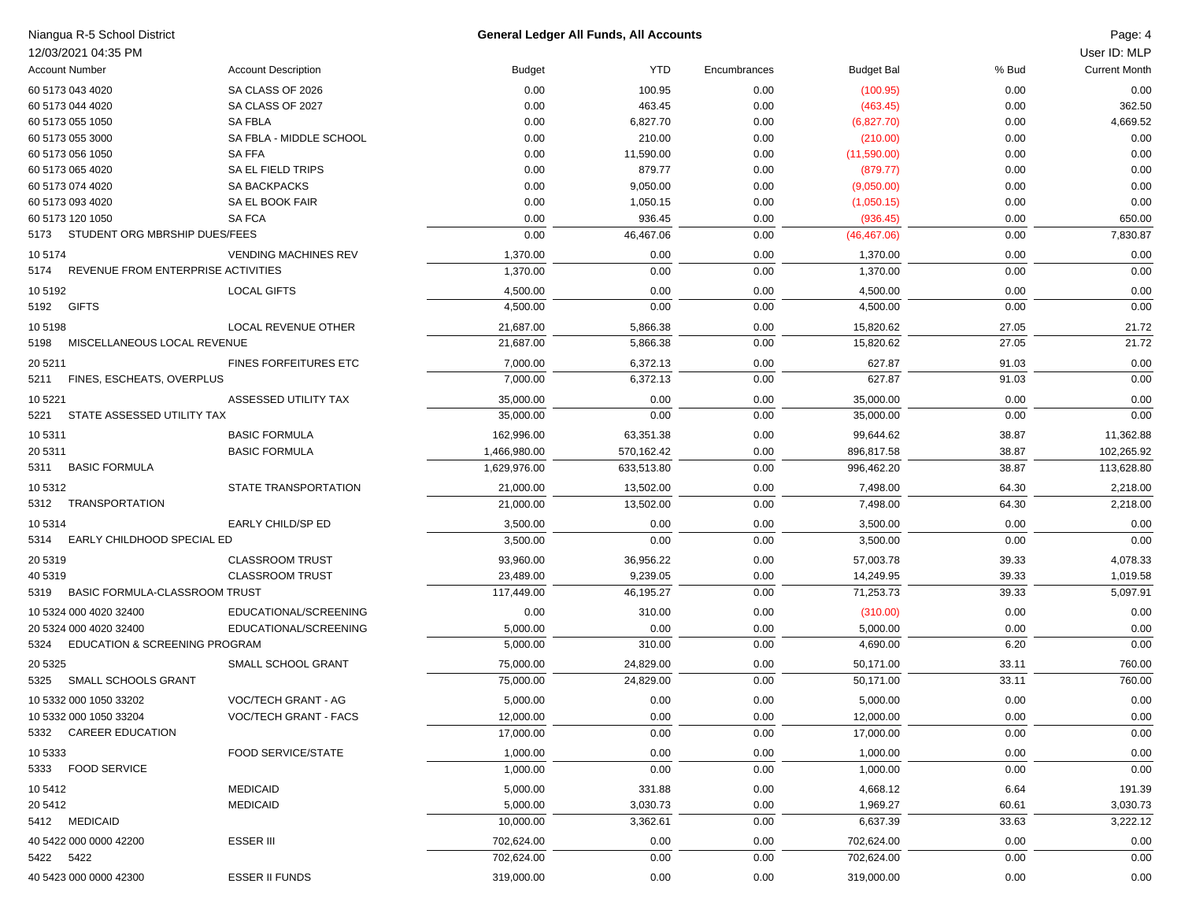Niangua R-5 School District

12/03/2021 04:35 PM

**General Ledger All Funds, All Accounts**

User ID: MLP

| Account Number | Account Description | Budget | YTD | Encumbrances | Budget Bal | % Bud | Current Month |
|---|---|---|---|---|---|---|---|
| 60 5173 043 4020 | SA CLASS OF 2026 | 0.00 | 100.95 | 0.00 | (100.95) | 0.00 | 0.00 |
| 60 5173 044 4020 | SA CLASS OF 2027 | 0.00 | 463.45 | 0.00 | (463.45) | 0.00 | 362.50 |
| 60 5173 055 1050 | SA FBLA | 0.00 | 6,827.70 | 0.00 | (6,827.70) | 0.00 | 4,669.52 |
| 60 5173 055 3000 | SA FBLA - MIDDLE SCHOOL | 0.00 | 210.00 | 0.00 | (210.00) | 0.00 | 0.00 |
| 60 5173 056 1050 | SA FFA | 0.00 | 11,590.00 | 0.00 | (11,590.00) | 0.00 | 0.00 |
| 60 5173 065 4020 | SA EL FIELD TRIPS | 0.00 | 879.77 | 0.00 | (879.77) | 0.00 | 0.00 |
| 60 5173 074 4020 | SA BACKPACKS | 0.00 | 9,050.00 | 0.00 | (9,050.00) | 0.00 | 0.00 |
| 60 5173 093 4020 | SA EL BOOK FAIR | 0.00 | 1,050.15 | 0.00 | (1,050.15) | 0.00 | 0.00 |
| 60 5173 120 1050 | SA FCA | 0.00 | 936.45 | 0.00 | (936.45) | 0.00 | 650.00 |
| 5173 STUDENT ORG MBRSHIP DUES/FEES | | 0.00 | 46,467.06 | 0.00 | (46,467.06) | 0.00 | 7,830.87 |
| 10 5174 | VENDING MACHINES REV | 1,370.00 | 0.00 | 0.00 | 1,370.00 | 0.00 | 0.00 |
| 5174 REVENUE FROM ENTERPRISE ACTIVITIES | | 1,370.00 | 0.00 | 0.00 | 1,370.00 | 0.00 | 0.00 |
| 10 5192 | LOCAL GIFTS | 4,500.00 | 0.00 | 0.00 | 4,500.00 | 0.00 | 0.00 |
| 5192 GIFTS | | 4,500.00 | 0.00 | 0.00 | 4,500.00 | 0.00 | 0.00 |
| 10 5198 | LOCAL REVENUE OTHER | 21,687.00 | 5,866.38 | 0.00 | 15,820.62 | 27.05 | 21.72 |
| 5198 MISCELLANEOUS LOCAL REVENUE | | 21,687.00 | 5,866.38 | 0.00 | 15,820.62 | 27.05 | 21.72 |
| 20 5211 | FINES FORFEITURES ETC | 7,000.00 | 6,372.13 | 0.00 | 627.87 | 91.03 | 0.00 |
| 5211 FINES, ESCHEATS, OVERPLUS | | 7,000.00 | 6,372.13 | 0.00 | 627.87 | 91.03 | 0.00 |
| 10 5221 | ASSESSED UTILITY TAX | 35,000.00 | 0.00 | 0.00 | 35,000.00 | 0.00 | 0.00 |
| 5221 STATE ASSESSED UTILITY TAX | | 35,000.00 | 0.00 | 0.00 | 35,000.00 | 0.00 | 0.00 |
| 10 5311 | BASIC FORMULA | 162,996.00 | 63,351.38 | 0.00 | 99,644.62 | 38.87 | 11,362.88 |
| 20 5311 | BASIC FORMULA | 1,466,980.00 | 570,162.42 | 0.00 | 896,817.58 | 38.87 | 102,265.92 |
| 5311 BASIC FORMULA | | 1,629,976.00 | 633,513.80 | 0.00 | 996,462.20 | 38.87 | 113,628.80 |
| 10 5312 | STATE TRANSPORTATION | 21,000.00 | 13,502.00 | 0.00 | 7,498.00 | 64.30 | 2,218.00 |
| 5312 TRANSPORTATION | | 21,000.00 | 13,502.00 | 0.00 | 7,498.00 | 64.30 | 2,218.00 |
| 10 5314 | EARLY CHILD/SP ED | 3,500.00 | 0.00 | 0.00 | 3,500.00 | 0.00 | 0.00 |
| 5314 EARLY CHILDHOOD SPECIAL ED | | 3,500.00 | 0.00 | 0.00 | 3,500.00 | 0.00 | 0.00 |
| 20 5319 | CLASSROOM TRUST | 93,960.00 | 36,956.22 | 0.00 | 57,003.78 | 39.33 | 4,078.33 |
| 40 5319 | CLASSROOM TRUST | 23,489.00 | 9,239.05 | 0.00 | 14,249.95 | 39.33 | 1,019.58 |
| 5319 BASIC FORMULA-CLASSROOM TRUST | | 117,449.00 | 46,195.27 | 0.00 | 71,253.73 | 39.33 | 5,097.91 |
| 10 5324 000 4020 32400 | EDUCATIONAL/SCREENING | 0.00 | 310.00 | 0.00 | (310.00) | 0.00 | 0.00 |
| 20 5324 000 4020 32400 | EDUCATIONAL/SCREENING | 5,000.00 | 0.00 | 0.00 | 5,000.00 | 0.00 | 0.00 |
| 5324 EDUCATION & SCREENING PROGRAM | | 5,000.00 | 310.00 | 0.00 | 4,690.00 | 6.20 | 0.00 |
| 20 5325 | SMALL SCHOOL GRANT | 75,000.00 | 24,829.00 | 0.00 | 50,171.00 | 33.11 | 760.00 |
| 5325 SMALL SCHOOLS GRANT | | 75,000.00 | 24,829.00 | 0.00 | 50,171.00 | 33.11 | 760.00 |
| 10 5332 000 1050 33202 | VOC/TECH GRANT - AG | 5,000.00 | 0.00 | 0.00 | 5,000.00 | 0.00 | 0.00 |
| 10 5332 000 1050 33204 | VOC/TECH GRANT - FACS | 12,000.00 | 0.00 | 0.00 | 12,000.00 | 0.00 | 0.00 |
| 5332 CAREER EDUCATION | | 17,000.00 | 0.00 | 0.00 | 17,000.00 | 0.00 | 0.00 |
| 10 5333 | FOOD SERVICE/STATE | 1,000.00 | 0.00 | 0.00 | 1,000.00 | 0.00 | 0.00 |
| 5333 FOOD SERVICE | | 1,000.00 | 0.00 | 0.00 | 1,000.00 | 0.00 | 0.00 |
| 10 5412 | MEDICAID | 5,000.00 | 331.88 | 0.00 | 4,668.12 | 6.64 | 191.39 |
| 20 5412 | MEDICAID | 5,000.00 | 3,030.73 | 0.00 | 1,969.27 | 60.61 | 3,030.73 |
| 5412 MEDICAID | | 10,000.00 | 3,362.61 | 0.00 | 6,637.39 | 33.63 | 3,222.12 |
| 40 5422 000 0000 42200 | ESSER III | 702,624.00 | 0.00 | 0.00 | 702,624.00 | 0.00 | 0.00 |
| 5422 5422 | | 702,624.00 | 0.00 | 0.00 | 702,624.00 | 0.00 | 0.00 |
| 40 5423 000 0000 42300 | ESSER II FUNDS | 319,000.00 | 0.00 | 0.00 | 319,000.00 | 0.00 | 0.00 |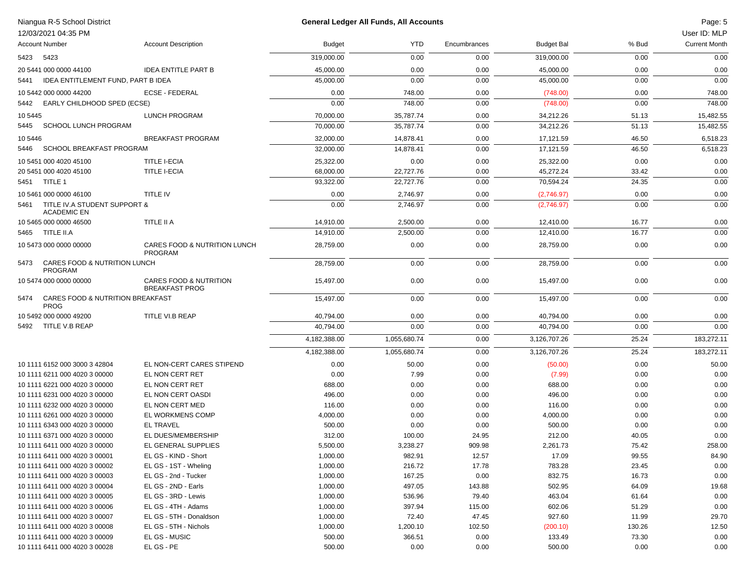Niangua R-5 School District
12/03/2021 04:35 PM

**General Ledger All Funds, All Accounts**

User ID: MLP

| Account Number | Account Description | Budget | YTD | Encumbrances | Budget Bal | % Bud | Current Month |
|---|---|---|---|---|---|---|---|
| 5423 5423 | | 319,000.00 | 0.00 | 0.00 | 319,000.00 | 0.00 | 0.00 |
| 20 5441 000 0000 44100 | IDEA ENTITLE PART B | 45,000.00 | 0.00 | 0.00 | 45,000.00 | 0.00 | 0.00 |
| 5441 IDEA ENTITLEMENT FUND, PART B IDEA | | 45,000.00 | 0.00 | 0.00 | 45,000.00 | 0.00 | 0.00 |
| 10 5442 000 0000 44200 | ECSE - FEDERAL | 0.00 | 748.00 | 0.00 | (748.00) | 0.00 | 748.00 |
| 5442 EARLY CHILDHOOD SPED (ECSE) | | 0.00 | 748.00 | 0.00 | (748.00) | 0.00 | 748.00 |
| 10 5445 | LUNCH PROGRAM | 70,000.00 | 35,787.74 | 0.00 | 34,212.26 | 51.13 | 15,482.55 |
| 5445 SCHOOL LUNCH PROGRAM | | 70,000.00 | 35,787.74 | 0.00 | 34,212.26 | 51.13 | 15,482.55 |
| 10 5446 | BREAKFAST PROGRAM | 32,000.00 | 14,878.41 | 0.00 | 17,121.59 | 46.50 | 6,518.23 |
| 5446 SCHOOL BREAKFAST PROGRAM | | 32,000.00 | 14,878.41 | 0.00 | 17,121.59 | 46.50 | 6,518.23 |
| 10 5451 000 4020 45100 | TITLE I-ECIA | 25,322.00 | 0.00 | 0.00 | 25,322.00 | 0.00 | 0.00 |
| 20 5451 000 4020 45100 | TITLE I-ECIA | 68,000.00 | 22,727.76 | 0.00 | 45,272.24 | 33.42 | 0.00 |
| 5451 TITLE 1 | | 93,322.00 | 22,727.76 | 0.00 | 70,594.24 | 24.35 | 0.00 |
| 10 5461 000 0000 46100 | TITLE IV | 0.00 | 2,746.97 | 0.00 | (2,746.97) | 0.00 | 0.00 |
| 5461 TITLE IV.A STUDENT SUPPORT & ACADEMIC EN | | 0.00 | 2,746.97 | 0.00 | (2,746.97) | 0.00 | 0.00 |
| 10 5465 000 0000 46500 | TITLE II A | 14,910.00 | 2,500.00 | 0.00 | 12,410.00 | 16.77 | 0.00 |
| 5465 TITLE II.A | | 14,910.00 | 2,500.00 | 0.00 | 12,410.00 | 16.77 | 0.00 |
| 10 5473 000 0000 00000 | CARES FOOD & NUTRITION LUNCH PROGRAM | 28,759.00 | 0.00 | 0.00 | 28,759.00 | 0.00 | 0.00 |
| 5473 CARES FOOD & NUTRITION LUNCH PROGRAM | | 28,759.00 | 0.00 | 0.00 | 28,759.00 | 0.00 | 0.00 |
| 10 5474 000 0000 00000 | CARES FOOD & NUTRITION BREAKFAST PROG | 15,497.00 | 0.00 | 0.00 | 15,497.00 | 0.00 | 0.00 |
| 5474 CARES FOOD & NUTRITION BREAKFAST PROG | | 15,497.00 | 0.00 | 0.00 | 15,497.00 | 0.00 | 0.00 |
| 10 5492 000 0000 49200 | TITLE VI.B REAP | 40,794.00 | 0.00 | 0.00 | 40,794.00 | 0.00 | 0.00 |
| 5492 TITLE V.B REAP | | 40,794.00 | 0.00 | 0.00 | 40,794.00 | 0.00 | 0.00 |
| | | 4,182,388.00 | 1,055,680.74 | 0.00 | 3,126,707.26 | 25.24 | 183,272.11 |
| | | 4,182,388.00 | 1,055,680.74 | 0.00 | 3,126,707.26 | 25.24 | 183,272.11 |
| 10 1111 6152 000 3000 3 42804 | EL NON-CERT CARES STIPEND | 0.00 | 50.00 | 0.00 | (50.00) | 0.00 | 50.00 |
| 10 1111 6211 000 4020 3 00000 | EL NON CERT RET | 0.00 | 7.99 | 0.00 | (7.99) | 0.00 | 0.00 |
| 10 1111 6221 000 4020 3 00000 | EL NON CERT RET | 688.00 | 0.00 | 0.00 | 688.00 | 0.00 | 0.00 |
| 10 1111 6231 000 4020 3 00000 | EL NON CERT OASDI | 496.00 | 0.00 | 0.00 | 496.00 | 0.00 | 0.00 |
| 10 1111 6232 000 4020 3 00000 | EL NON CERT MED | 116.00 | 0.00 | 0.00 | 116.00 | 0.00 | 0.00 |
| 10 1111 6261 000 4020 3 00000 | EL WORKMENS COMP | 4,000.00 | 0.00 | 0.00 | 4,000.00 | 0.00 | 0.00 |
| 10 1111 6343 000 4020 3 00000 | EL TRAVEL | 500.00 | 0.00 | 0.00 | 500.00 | 0.00 | 0.00 |
| 10 1111 6371 000 4020 3 00000 | EL DUES/MEMBERSHIP | 312.00 | 100.00 | 0.00 | 212.00 | 32.05 | 0.00 |
| 10 1111 6411 000 4020 3 00000 | EL GENERAL SUPPLIES | 5,500.00 | 3,238.27 | 909.98 | 1,351.75 | 75.42 | 258.00 |
| 10 1111 6411 000 4020 3 00001 | EL GS - KIND - Short | 1,000.00 | 982.91 | 12.57 | 4.52 | 99.55 | 84.90 |
| 10 1111 6411 000 4020 3 00002 | EL GS - 1ST - Wheling | 1,000.00 | 216.72 | 17.78 | 765.50 | 23.45 | 0.00 |
| 10 1111 6411 000 4020 3 00003 | EL GS - 2nd - Tucker | 1,000.00 | 167.25 | 0.00 | 832.75 | 16.73 | 0.00 |
| 10 1111 6411 000 4020 3 00004 | EL GS - 2ND - Earls | 1,000.00 | 497.05 | 143.88 | 359.07 | 64.09 | 19.68 |
| 10 1111 6411 000 4020 3 00005 | EL GS - 3RD - Lewis | 1,000.00 | 536.96 | 79.40 | 383.64 | 61.64 | 0.00 |
| 10 1111 6411 000 4020 3 00006 | EL GS - 4TH - Adams | 1,000.00 | 397.94 | 115.00 | 487.06 | 51.29 | 0.00 |
| 10 1111 6411 000 4020 3 00007 | EL GS - 5TH - Donaldson | 1,000.00 | 72.40 | 47.45 | 880.15 | 11.99 | 29.70 |
| 10 1111 6411 000 4020 3 00008 | EL GS - 5TH - Nichols | 1,000.00 | 1,200.10 | 102.50 | (302.60) | 130.26 | 12.50 |
| 10 1111 6411 000 4020 3 00009 | EL GS - MUSIC | 500.00 | 366.51 | 0.00 | 133.49 | 73.30 | 0.00 |
| 10 1111 6411 000 4020 3 00028 | EL GS - PE | 500.00 | 0.00 | 0.00 | 500.00 | 0.00 | 0.00 |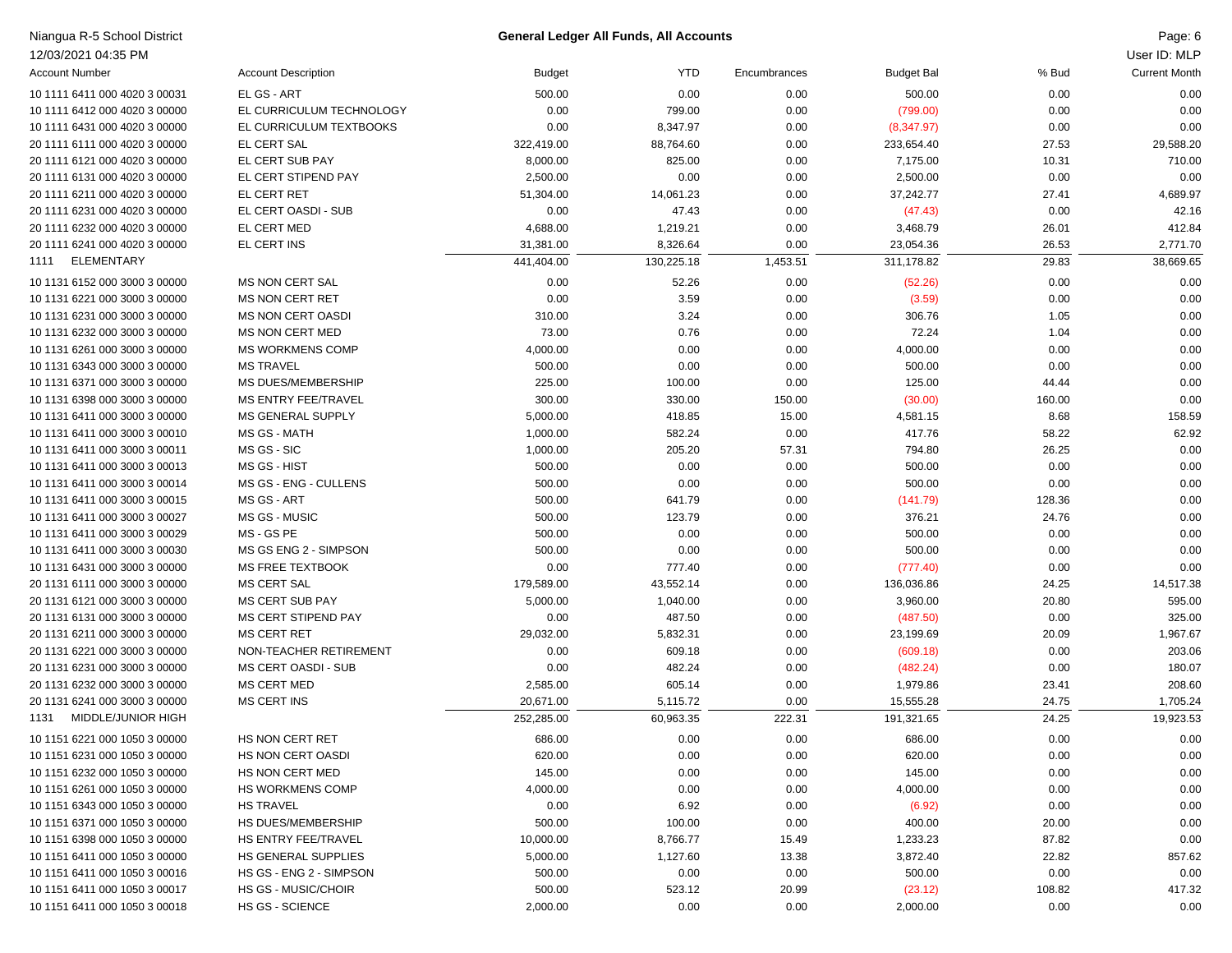# Niangua R-5 School District

12/03/2021 04:35 PM

**General Ledger All Funds, All Accounts**

User ID: MLP

| Account Number | Account Description | Budget | YTD | Encumbrances | Budget Bal | % Bud | Current Month |
|---|---|---|---|---|---|---|---|
| 10 1111 6411 000 4020 3 00031 | EL GS - ART | 500.00 | 0.00 | 0.00 | 500.00 | 0.00 | 0.00 |
| 10 1111 6412 000 4020 3 00000 | EL CURRICULUM TECHNOLOGY | 0.00 | 799.00 | 0.00 | (799.00) | 0.00 | 0.00 |
| 10 1111 6431 000 4020 3 00000 | EL CURRICULUM TEXTBOOKS | 0.00 | 8,347.97 | 0.00 | (8,347.97) | 0.00 | 0.00 |
| 20 1111 6111 000 4020 3 00000 | EL CERT SAL | 322,419.00 | 88,764.60 | 0.00 | 233,654.40 | 27.53 | 29,588.20 |
| 20 1111 6121 000 4020 3 00000 | EL CERT SUB PAY | 8,000.00 | 825.00 | 0.00 | 7,175.00 | 10.31 | 710.00 |
| 20 1111 6131 000 4020 3 00000 | EL CERT STIPEND PAY | 2,500.00 | 0.00 | 0.00 | 2,500.00 | 0.00 | 0.00 |
| 20 1111 6211 000 4020 3 00000 | EL CERT RET | 51,304.00 | 14,061.23 | 0.00 | 37,242.77 | 27.41 | 4,689.97 |
| 20 1111 6231 000 4020 3 00000 | EL CERT OASDI - SUB | 0.00 | 47.43 | 0.00 | (47.43) | 0.00 | 42.16 |
| 20 1111 6232 000 4020 3 00000 | EL CERT MED | 4,688.00 | 1,219.21 | 0.00 | 3,468.79 | 26.01 | 412.84 |
| 20 1111 6241 000 4020 3 00000 | EL CERT INS | 31,381.00 | 8,326.64 | 0.00 | 23,054.36 | 26.53 | 2,771.70 |
| 1111 ELEMENTARY | | 441,404.00 | 130,225.18 | 1,453.51 | 311,178.82 | 29.83 | 38,669.65 |
| 10 1131 6152 000 3000 3 00000 | MS NON CERT SAL | 0.00 | 52.26 | 0.00 | (52.26) | 0.00 | 0.00 |
| 10 1131 6221 000 3000 3 00000 | MS NON CERT RET | 0.00 | 3.59 | 0.00 | (3.59) | 0.00 | 0.00 |
| 10 1131 6231 000 3000 3 00000 | MS NON CERT OASDI | 310.00 | 3.24 | 0.00 | 306.76 | 1.05 | 0.00 |
| 10 1131 6232 000 3000 3 00000 | MS NON CERT MED | 73.00 | 0.76 | 0.00 | 72.24 | 1.04 | 0.00 |
| 10 1131 6261 000 3000 3 00000 | MS WORKMENS COMP | 4,000.00 | 0.00 | 0.00 | 4,000.00 | 0.00 | 0.00 |
| 10 1131 6343 000 3000 3 00000 | MS TRAVEL | 500.00 | 0.00 | 0.00 | 500.00 | 0.00 | 0.00 |
| 10 1131 6371 000 3000 3 00000 | MS DUES/MEMBERSHIP | 225.00 | 100.00 | 0.00 | 125.00 | 44.44 | 0.00 |
| 10 1131 6398 000 3000 3 00000 | MS ENTRY FEE/TRAVEL | 300.00 | 330.00 | 150.00 | (30.00) | 160.00 | 0.00 |
| 10 1131 6411 000 3000 3 00000 | MS GENERAL SUPPLY | 5,000.00 | 418.85 | 15.00 | 4,581.15 | 8.68 | 158.59 |
| 10 1131 6411 000 3000 3 00010 | MS GS - MATH | 1,000.00 | 582.24 | 0.00 | 417.76 | 58.22 | 62.92 |
| 10 1131 6411 000 3000 3 00011 | MS GS - SIC | 1,000.00 | 205.20 | 57.31 | 794.80 | 26.25 | 0.00 |
| 10 1131 6411 000 3000 3 00013 | MS GS - HIST | 500.00 | 0.00 | 0.00 | 500.00 | 0.00 | 0.00 |
| 10 1131 6411 000 3000 3 00014 | MS GS - ENG - CULLENS | 500.00 | 0.00 | 0.00 | 500.00 | 0.00 | 0.00 |
| 10 1131 6411 000 3000 3 00015 | MS GS - ART | 500.00 | 641.79 | 0.00 | (141.79) | 128.36 | 0.00 |
| 10 1131 6411 000 3000 3 00027 | MS GS - MUSIC | 500.00 | 123.79 | 0.00 | 376.21 | 24.76 | 0.00 |
| 10 1131 6411 000 3000 3 00029 | MS - GS PE | 500.00 | 0.00 | 0.00 | 500.00 | 0.00 | 0.00 |
| 10 1131 6411 000 3000 3 00030 | MS GS ENG 2 - SIMPSON | 500.00 | 0.00 | 0.00 | 500.00 | 0.00 | 0.00 |
| 10 1131 6431 000 3000 3 00000 | MS FREE TEXTBOOK | 0.00 | 777.40 | 0.00 | (777.40) | 0.00 | 0.00 |
| 20 1131 6111 000 3000 3 00000 | MS CERT SAL | 179,589.00 | 43,552.14 | 0.00 | 136,036.86 | 24.25 | 14,517.38 |
| 20 1131 6121 000 3000 3 00000 | MS CERT SUB PAY | 5,000.00 | 1,040.00 | 0.00 | 3,960.00 | 20.80 | 595.00 |
| 20 1131 6131 000 3000 3 00000 | MS CERT STIPEND PAY | 0.00 | 487.50 | 0.00 | (487.50) | 0.00 | 325.00 |
| 20 1131 6211 000 3000 3 00000 | MS CERT RET | 29,032.00 | 5,832.31 | 0.00 | 23,199.69 | 20.09 | 1,967.67 |
| 20 1131 6221 000 3000 3 00000 | NON-TEACHER RETIREMENT | 0.00 | 609.18 | 0.00 | (609.18) | 0.00 | 203.06 |
| 20 1131 6231 000 3000 3 00000 | MS CERT OASDI - SUB | 0.00 | 482.24 | 0.00 | (482.24) | 0.00 | 180.07 |
| 20 1131 6232 000 3000 3 00000 | MS CERT MED | 2,585.00 | 605.14 | 0.00 | 1,979.86 | 23.41 | 208.60 |
| 20 1131 6241 000 3000 3 00000 | MS CERT INS | 20,671.00 | 5,115.72 | 0.00 | 15,555.28 | 24.75 | 1,705.24 |
| 1131 MIDDLE/JUNIOR HIGH | | 252,285.00 | 60,963.35 | 222.31 | 191,321.65 | 24.25 | 19,923.53 |
| 10 1151 6221 000 1050 3 00000 | HS NON CERT RET | 686.00 | 0.00 | 0.00 | 686.00 | 0.00 | 0.00 |
| 10 1151 6231 000 1050 3 00000 | HS NON CERT OASDI | 620.00 | 0.00 | 0.00 | 620.00 | 0.00 | 0.00 |
| 10 1151 6232 000 1050 3 00000 | HS NON CERT MED | 145.00 | 0.00 | 0.00 | 145.00 | 0.00 | 0.00 |
| 10 1151 6261 000 1050 3 00000 | HS WORKMENS COMP | 4,000.00 | 0.00 | 0.00 | 4,000.00 | 0.00 | 0.00 |
| 10 1151 6343 000 1050 3 00000 | HS TRAVEL | 0.00 | 6.92 | 0.00 | (6.92) | 0.00 | 0.00 |
| 10 1151 6371 000 1050 3 00000 | HS DUES/MEMBERSHIP | 500.00 | 100.00 | 0.00 | 400.00 | 20.00 | 0.00 |
| 10 1151 6398 000 1050 3 00000 | HS ENTRY FEE/TRAVEL | 10,000.00 | 8,766.77 | 15.49 | 1,233.23 | 87.82 | 0.00 |
| 10 1151 6411 000 1050 3 00000 | HS GENERAL SUPPLIES | 5,000.00 | 1,127.60 | 13.38 | 3,872.40 | 22.82 | 857.62 |
| 10 1151 6411 000 1050 3 00016 | HS GS - ENG 2 - SIMPSON | 500.00 | 0.00 | 0.00 | 500.00 | 0.00 | 0.00 |
| 10 1151 6411 000 1050 3 00017 | HS GS - MUSIC/CHOIR | 500.00 | 523.12 | 20.99 | (23.12) | 108.82 | 417.32 |
| 10 1151 6411 000 1050 3 00018 | HS GS - SCIENCE | 2,000.00 | 0.00 | 0.00 | 2,000.00 | 0.00 | 0.00 |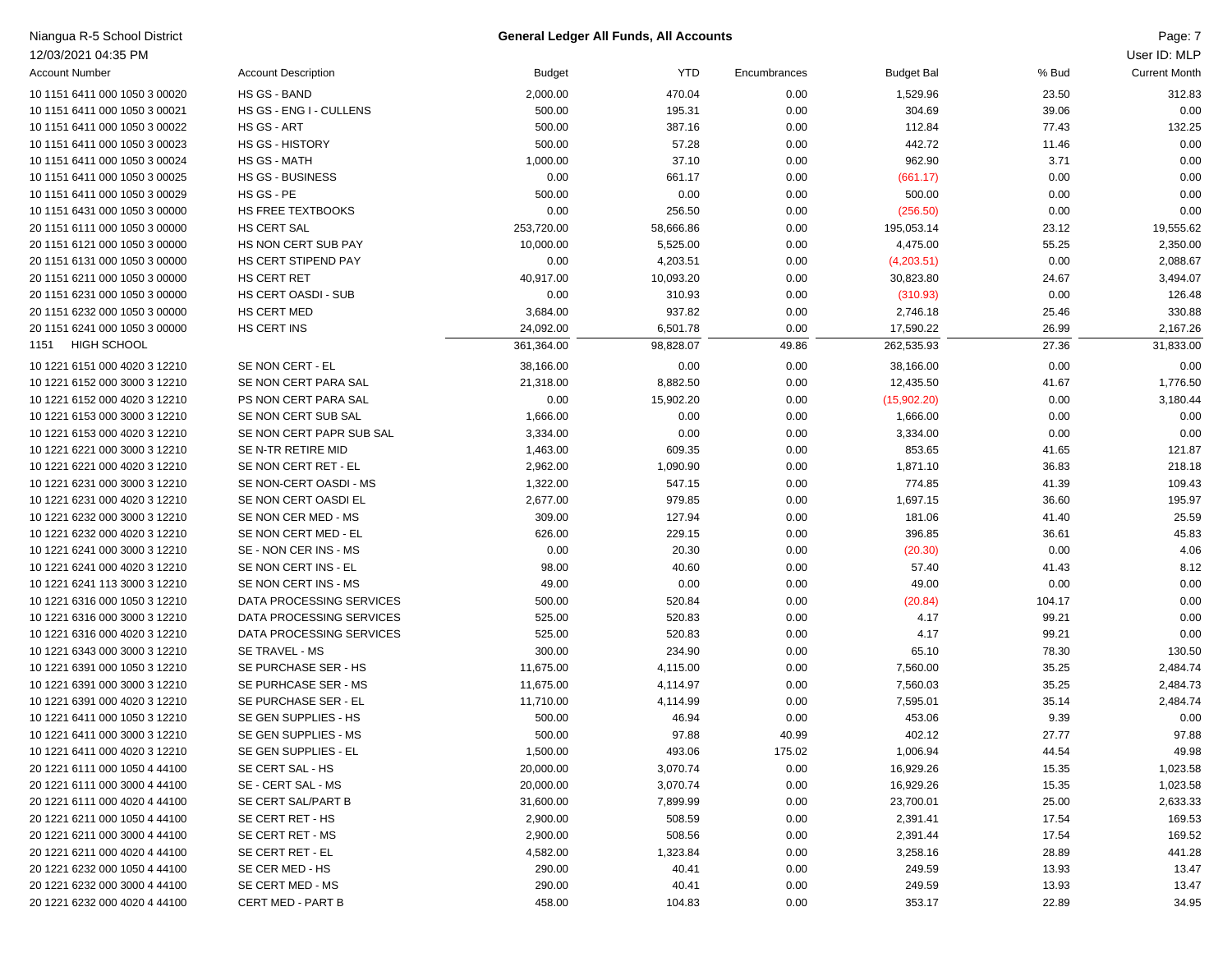Niangua R-5 School District
12/03/2021 04:35 PM

**General Ledger All Funds, All Accounts**

User ID: MLP

| Account Number | Account Description | Budget | YTD | Encumbrances | Budget Bal | % Bud | Current Month |
|---|---|---|---|---|---|---|---|
| 10 1151 6411 000 1050 3 00020 | HS GS - BAND | 2,000.00 | 470.04 | 0.00 | 1,529.96 | 23.50 | 312.83 |
| 10 1151 6411 000 1050 3 00021 | HS GS - ENG I - CULLENS | 500.00 | 195.31 | 0.00 | 304.69 | 39.06 | 0.00 |
| 10 1151 6411 000 1050 3 00022 | HS GS - ART | 500.00 | 387.16 | 0.00 | 112.84 | 77.43 | 132.25 |
| 10 1151 6411 000 1050 3 00023 | HS GS - HISTORY | 500.00 | 57.28 | 0.00 | 442.72 | 11.46 | 0.00 |
| 10 1151 6411 000 1050 3 00024 | HS GS - MATH | 1,000.00 | 37.10 | 0.00 | 962.90 | 3.71 | 0.00 |
| 10 1151 6411 000 1050 3 00025 | HS GS - BUSINESS | 0.00 | 661.17 | 0.00 | (661.17) | 0.00 | 0.00 |
| 10 1151 6411 000 1050 3 00029 | HS GS - PE | 500.00 | 0.00 | 0.00 | 500.00 | 0.00 | 0.00 |
| 10 1151 6431 000 1050 3 00000 | HS FREE TEXTBOOKS | 0.00 | 256.50 | 0.00 | (256.50) | 0.00 | 0.00 |
| 20 1151 6111 000 1050 3 00000 | HS CERT SAL | 253,720.00 | 58,666.86 | 0.00 | 195,053.14 | 23.12 | 19,555.62 |
| 20 1151 6121 000 1050 3 00000 | HS NON CERT SUB PAY | 10,000.00 | 5,525.00 | 0.00 | 4,475.00 | 55.25 | 2,350.00 |
| 20 1151 6131 000 1050 3 00000 | HS CERT STIPEND PAY | 0.00 | 4,203.51 | 0.00 | (4,203.51) | 0.00 | 2,088.67 |
| 20 1151 6211 000 1050 3 00000 | HS CERT RET | 40,917.00 | 10,093.20 | 0.00 | 30,823.80 | 24.67 | 3,494.07 |
| 20 1151 6231 000 1050 3 00000 | HS CERT OASDI - SUB | 0.00 | 310.93 | 0.00 | (310.93) | 0.00 | 126.48 |
| 20 1151 6232 000 1050 3 00000 | HS CERT MED | 3,684.00 | 937.82 | 0.00 | 2,746.18 | 25.46 | 330.88 |
| 20 1151 6241 000 1050 3 00000 | HS CERT INS | 24,092.00 | 6,501.78 | 0.00 | 17,590.22 | 26.99 | 2,167.26 |
| 1151 HIGH SCHOOL | | 361,364.00 | 98,828.07 | 49.86 | 262,535.93 | 27.36 | 31,833.00 |
| 10 1221 6151 000 4020 3 12210 | SE NON CERT - EL | 38,166.00 | 0.00 | 0.00 | 38,166.00 | 0.00 | 0.00 |
| 10 1221 6152 000 3000 3 12210 | SE NON CERT PARA SAL | 21,318.00 | 8,882.50 | 0.00 | 12,435.50 | 41.67 | 1,776.50 |
| 10 1221 6152 000 4020 3 12210 | PS NON CERT PARA SAL | 0.00 | 15,902.20 | 0.00 | (15,902.20) | 0.00 | 3,180.44 |
| 10 1221 6153 000 3000 3 12210 | SE NON CERT SUB SAL | 1,666.00 | 0.00 | 0.00 | 1,666.00 | 0.00 | 0.00 |
| 10 1221 6153 000 4020 3 12210 | SE NON CERT PAPR SUB SAL | 3,334.00 | 0.00 | 0.00 | 3,334.00 | 0.00 | 0.00 |
| 10 1221 6221 000 3000 3 12210 | SE N-TR RETIRE MID | 1,463.00 | 609.35 | 0.00 | 853.65 | 41.65 | 121.87 |
| 10 1221 6221 000 4020 3 12210 | SE NON CERT RET - EL | 2,962.00 | 1,090.90 | 0.00 | 1,871.10 | 36.83 | 218.18 |
| 10 1221 6231 000 3000 3 12210 | SE NON-CERT OASDI - MS | 1,322.00 | 547.15 | 0.00 | 774.85 | 41.39 | 109.43 |
| 10 1221 6231 000 4020 3 12210 | SE NON CERT OASDI EL | 2,677.00 | 979.85 | 0.00 | 1,697.15 | 36.60 | 195.97 |
| 10 1221 6232 000 3000 3 12210 | SE NON CER MED - MS | 309.00 | 127.94 | 0.00 | 181.06 | 41.40 | 25.59 |
| 10 1221 6232 000 4020 3 12210 | SE NON CERT MED - EL | 626.00 | 229.15 | 0.00 | 396.85 | 36.61 | 45.83 |
| 10 1221 6241 000 3000 3 12210 | SE - NON CER INS - MS | 0.00 | 20.30 | 0.00 | (20.30) | 0.00 | 4.06 |
| 10 1221 6241 000 4020 3 12210 | SE NON CERT INS - EL | 98.00 | 40.60 | 0.00 | 57.40 | 41.43 | 8.12 |
| 10 1221 6241 113 3000 3 12210 | SE NON CERT INS - MS | 49.00 | 0.00 | 0.00 | 49.00 | 0.00 | 0.00 |
| 10 1221 6316 000 1050 3 12210 | DATA PROCESSING SERVICES | 500.00 | 520.84 | 0.00 | (20.84) | 104.17 | 0.00 |
| 10 1221 6316 000 3000 3 12210 | DATA PROCESSING SERVICES | 525.00 | 520.83 | 0.00 | 4.17 | 99.21 | 0.00 |
| 10 1221 6316 000 4020 3 12210 | DATA PROCESSING SERVICES | 525.00 | 520.83 | 0.00 | 4.17 | 99.21 | 0.00 |
| 10 1221 6343 000 3000 3 12210 | SE TRAVEL - MS | 300.00 | 234.90 | 0.00 | 65.10 | 78.30 | 130.50 |
| 10 1221 6391 000 1050 3 12210 | SE PURCHASE SER - HS | 11,675.00 | 4,115.00 | 0.00 | 7,560.00 | 35.25 | 2,484.74 |
| 10 1221 6391 000 3000 3 12210 | SE PURHCASE SER - MS | 11,675.00 | 4,114.97 | 0.00 | 7,560.03 | 35.25 | 2,484.73 |
| 10 1221 6391 000 4020 3 12210 | SE PURCHASE SER - EL | 11,710.00 | 4,114.99 | 0.00 | 7,595.01 | 35.14 | 2,484.74 |
| 10 1221 6411 000 1050 3 12210 | SE GEN SUPPLIES - HS | 500.00 | 46.94 | 0.00 | 453.06 | 9.39 | 0.00 |
| 10 1221 6411 000 3000 3 12210 | SE GEN SUPPLIES - MS | 500.00 | 97.88 | 40.99 | 402.12 | 27.77 | 97.88 |
| 10 1221 6411 000 4020 3 12210 | SE GEN SUPPLIES - EL | 1,500.00 | 493.06 | 175.02 | 1,006.94 | 44.54 | 49.98 |
| 20 1221 6111 000 1050 4 44100 | SE CERT SAL - HS | 20,000.00 | 3,070.74 | 0.00 | 16,929.26 | 15.35 | 1,023.58 |
| 20 1221 6111 000 3000 4 44100 | SE - CERT SAL - MS | 20,000.00 | 3,070.74 | 0.00 | 16,929.26 | 15.35 | 1,023.58 |
| 20 1221 6111 000 4020 4 44100 | SE CERT SAL/PART B | 31,600.00 | 7,899.99 | 0.00 | 23,700.01 | 25.00 | 2,633.33 |
| 20 1221 6211 000 1050 4 44100 | SE CERT RET - HS | 2,900.00 | 508.59 | 0.00 | 2,391.41 | 17.54 | 169.53 |
| 20 1221 6211 000 3000 4 44100 | SE CERT RET - MS | 2,900.00 | 508.56 | 0.00 | 2,391.44 | 17.54 | 169.52 |
| 20 1221 6211 000 4020 4 44100 | SE CERT RET - EL | 4,582.00 | 1,323.84 | 0.00 | 3,258.16 | 28.89 | 441.28 |
| 20 1221 6232 000 1050 4 44100 | SE CER MED - HS | 290.00 | 40.41 | 0.00 | 249.59 | 13.93 | 13.47 |
| 20 1221 6232 000 3000 4 44100 | SE CERT MED - MS | 290.00 | 40.41 | 0.00 | 249.59 | 13.93 | 13.47 |
| 20 1221 6232 000 4020 4 44100 | CERT MED - PART B | 458.00 | 104.83 | 0.00 | 353.17 | 22.89 | 34.95 |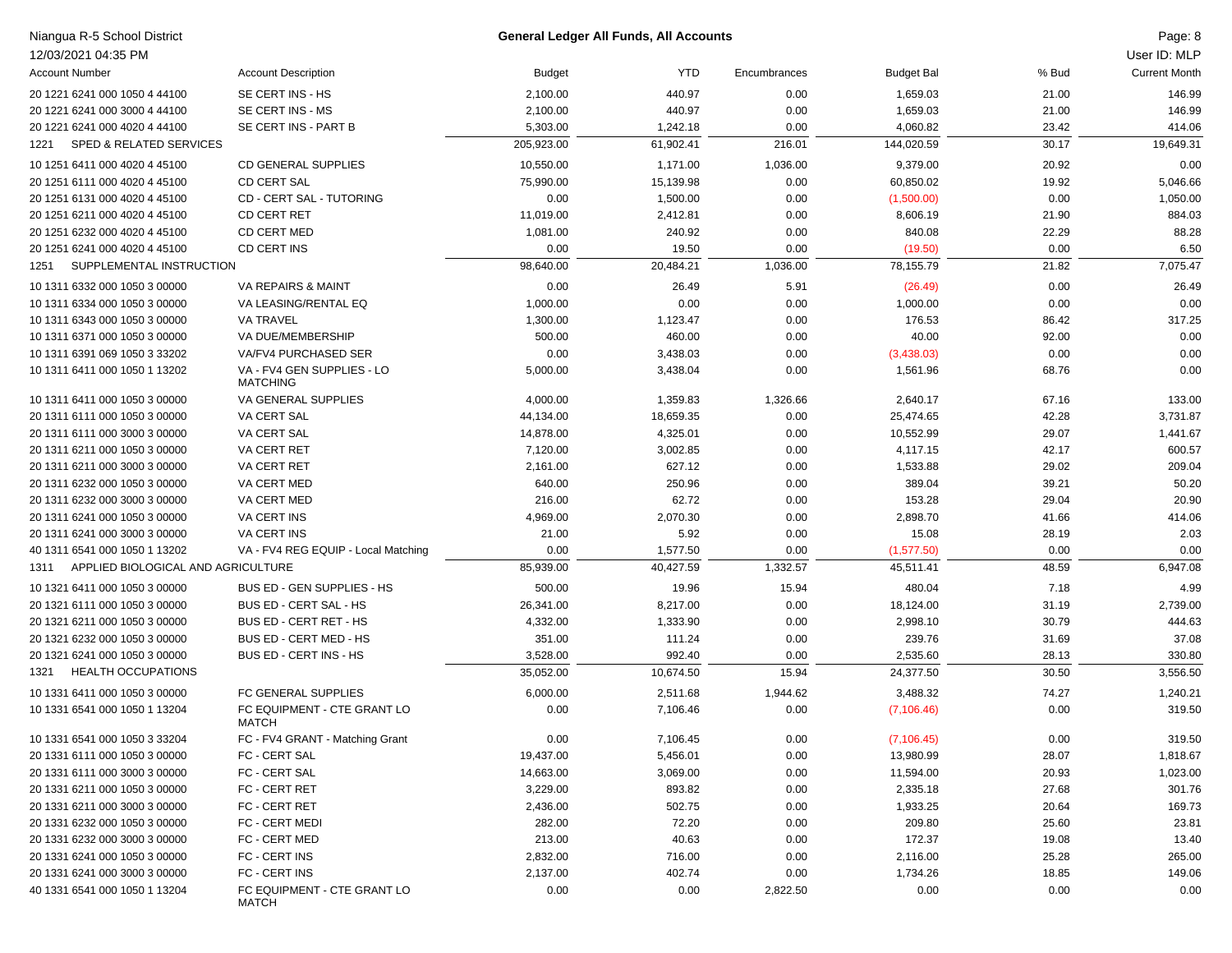Niangua R-5 School District

12/03/2021 04:35 PM

**General Ledger All Funds, All Accounts**

User ID: MLP

| Account Number | Account Description | Budget | YTD | Encumbrances | Budget Bal | % Bud | Current Month |
|---|---|---|---|---|---|---|---|
| 20 1221 6241 000 1050 4 44100 | SE CERT INS - HS | 2,100.00 | 440.97 | 0.00 | 1,659.03 | 21.00 | 146.99 |
| 20 1221 6241 000 3000 4 44100 | SE CERT INS - MS | 2,100.00 | 440.97 | 0.00 | 1,659.03 | 21.00 | 146.99 |
| 20 1221 6241 000 4020 4 44100 | SE CERT INS - PART B | 5,303.00 | 1,242.18 | 0.00 | 4,060.82 | 23.42 | 414.06 |
| 1221 SPED & RELATED SERVICES | | 205,923.00 | 61,902.41 | 216.01 | 144,020.59 | 30.17 | 19,649.31 |
| 10 1251 6411 000 4020 4 45100 | CD GENERAL SUPPLIES | 10,550.00 | 1,171.00 | 1,036.00 | 9,379.00 | 20.92 | 0.00 |
| 20 1251 6111 000 4020 4 45100 | CD CERT SAL | 75,990.00 | 15,139.98 | 0.00 | 60,850.02 | 19.92 | 5,046.66 |
| 20 1251 6131 000 4020 4 45100 | CD - CERT SAL - TUTORING | 0.00 | 1,500.00 | 0.00 | (1,500.00) | 0.00 | 1,050.00 |
| 20 1251 6211 000 4020 4 45100 | CD CERT RET | 11,019.00 | 2,412.81 | 0.00 | 8,606.19 | 21.90 | 884.03 |
| 20 1251 6232 000 4020 4 45100 | CD CERT MED | 1,081.00 | 240.92 | 0.00 | 840.08 | 22.29 | 88.28 |
| 20 1251 6241 000 4020 4 45100 | CD CERT INS | 0.00 | 19.50 | 0.00 | (19.50) | 0.00 | 6.50 |
| 1251 SUPPLEMENTAL INSTRUCTION | | 98,640.00 | 20,484.21 | 1,036.00 | 78,155.79 | 21.82 | 7,075.47 |
| 10 1311 6332 000 1050 3 00000 | VA REPAIRS & MAINT | 0.00 | 26.49 | 5.91 | (26.49) | 0.00 | 26.49 |
| 10 1311 6334 000 1050 3 00000 | VA LEASING/RENTAL EQ | 1,000.00 | 0.00 | 0.00 | 1,000.00 | 0.00 | 0.00 |
| 10 1311 6343 000 1050 3 00000 | VA TRAVEL | 1,300.00 | 1,123.47 | 0.00 | 176.53 | 86.42 | 317.25 |
| 10 1311 6371 000 1050 3 00000 | VA DUE/MEMBERSHIP | 500.00 | 460.00 | 0.00 | 40.00 | 92.00 | 0.00 |
| 10 1311 6391 069 1050 3 33202 | VA/FV4 PURCHASED SER | 0.00 | 3,438.03 | 0.00 | (3,438.03) | 0.00 | 0.00 |
| 10 1311 6411 000 1050 1 13202 | VA - FV4 GEN SUPPLIES - LO MATCHING | 5,000.00 | 3,438.04 | 0.00 | 1,561.96 | 68.76 | 0.00 |
| 10 1311 6411 000 1050 3 00000 | VA GENERAL SUPPLIES | 4,000.00 | 1,359.83 | 1,326.66 | 2,640.17 | 67.16 | 133.00 |
| 20 1311 6111 000 1050 3 00000 | VA CERT SAL | 44,134.00 | 18,659.35 | 0.00 | 25,474.65 | 42.28 | 3,731.87 |
| 20 1311 6111 000 3000 3 00000 | VA CERT SAL | 14,878.00 | 4,325.01 | 0.00 | 10,552.99 | 29.07 | 1,441.67 |
| 20 1311 6211 000 1050 3 00000 | VA CERT RET | 7,120.00 | 3,002.85 | 0.00 | 4,117.15 | 42.17 | 600.57 |
| 20 1311 6211 000 3000 3 00000 | VA CERT RET | 2,161.00 | 627.12 | 0.00 | 1,533.88 | 29.02 | 209.04 |
| 20 1311 6232 000 1050 3 00000 | VA CERT MED | 640.00 | 250.96 | 0.00 | 389.04 | 39.21 | 50.20 |
| 20 1311 6232 000 3000 3 00000 | VA CERT MED | 216.00 | 62.72 | 0.00 | 153.28 | 29.04 | 20.90 |
| 20 1311 6241 000 1050 3 00000 | VA CERT INS | 4,969.00 | 2,070.30 | 0.00 | 2,898.70 | 41.66 | 414.06 |
| 20 1311 6241 000 3000 3 00000 | VA CERT INS | 21.00 | 5.92 | 0.00 | 15.08 | 28.19 | 2.03 |
| 40 1311 6541 000 1050 1 13202 | VA - FV4 REG EQUIP - Local Matching | 0.00 | 1,577.50 | 0.00 | (1,577.50) | 0.00 | 0.00 |
| 1311 APPLIED BIOLOGICAL AND AGRICULTURE | | 85,939.00 | 40,427.59 | 1,332.57 | 45,511.41 | 48.59 | 6,947.08 |
| 10 1321 6411 000 1050 3 00000 | BUS ED - GEN SUPPLIES - HS | 500.00 | 19.96 | 15.94 | 480.04 | 7.18 | 4.99 |
| 20 1321 6111 000 1050 3 00000 | BUS ED - CERT SAL - HS | 26,341.00 | 8,217.00 | 0.00 | 18,124.00 | 31.19 | 2,739.00 |
| 20 1321 6211 000 1050 3 00000 | BUS ED - CERT RET - HS | 4,332.00 | 1,333.90 | 0.00 | 2,998.10 | 30.79 | 444.63 |
| 20 1321 6232 000 1050 3 00000 | BUS ED - CERT MED - HS | 351.00 | 111.24 | 0.00 | 239.76 | 31.69 | 37.08 |
| 20 1321 6241 000 1050 3 00000 | BUS ED - CERT INS - HS | 3,528.00 | 992.40 | 0.00 | 2,535.60 | 28.13 | 330.80 |
| 1321 HEALTH OCCUPATIONS | | 35,052.00 | 10,674.50 | 15.94 | 24,377.50 | 30.50 | 3,556.50 |
| 10 1331 6411 000 1050 3 00000 | FC GENERAL SUPPLIES | 6,000.00 | 2,511.68 | 1,944.62 | 3,488.32 | 74.27 | 1,240.21 |
| 10 1331 6541 000 1050 1 13204 | FC EQUIPMENT - CTE GRANT LO MATCH | 0.00 | 7,106.46 | 0.00 | (7,106.46) | 0.00 | 319.50 |
| 10 1331 6541 000 1050 3 33204 | FC - FV4 GRANT - Matching Grant | 0.00 | 7,106.45 | 0.00 | (7,106.45) | 0.00 | 319.50 |
| 20 1331 6111 000 1050 3 00000 | FC - CERT SAL | 19,437.00 | 5,456.01 | 0.00 | 13,980.99 | 28.07 | 1,818.67 |
| 20 1331 6111 000 3000 3 00000 | FC - CERT SAL | 14,663.00 | 3,069.00 | 0.00 | 11,594.00 | 20.93 | 1,023.00 |
| 20 1331 6211 000 1050 3 00000 | FC - CERT RET | 3,229.00 | 893.82 | 0.00 | 2,335.18 | 27.68 | 301.76 |
| 20 1331 6211 000 3000 3 00000 | FC - CERT RET | 2,436.00 | 502.75 | 0.00 | 1,933.25 | 20.64 | 169.73 |
| 20 1331 6232 000 1050 3 00000 | FC - CERT MEDI | 282.00 | 72.20 | 0.00 | 209.80 | 25.60 | 23.81 |
| 20 1331 6232 000 3000 3 00000 | FC - CERT MED | 213.00 | 40.63 | 0.00 | 172.37 | 19.08 | 13.40 |
| 20 1331 6241 000 1050 3 00000 | FC - CERT INS | 2,832.00 | 716.00 | 0.00 | 2,116.00 | 25.28 | 265.00 |
| 20 1331 6241 000 3000 3 00000 | FC - CERT INS | 2,137.00 | 402.74 | 0.00 | 1,734.26 | 18.85 | 149.06 |
| 40 1331 6541 000 1050 1 13204 | FC EQUIPMENT - CTE GRANT LO MATCH | 0.00 | 0.00 | 2,822.50 | 0.00 | 0.00 | 0.00 |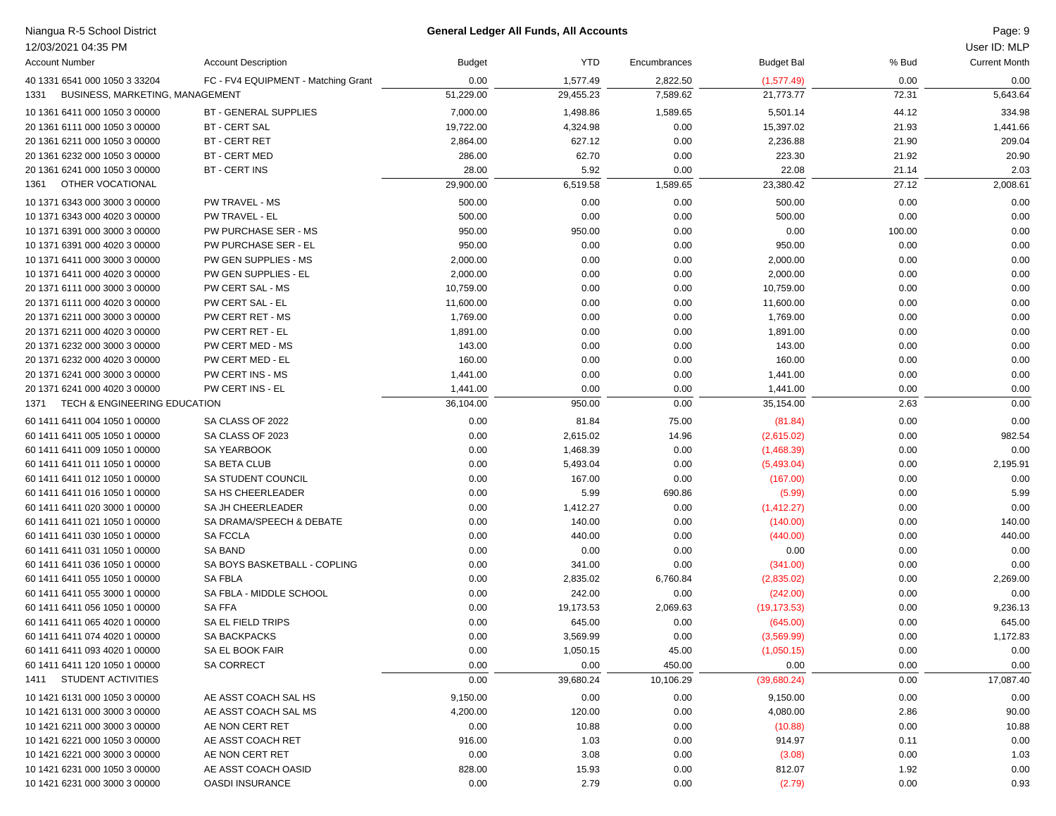| Account Number | Account Description | Budget | YTD | Encumbrances | Budget Bal | % Bud | Current Month |
|---|---|---|---|---|---|---|---|
| 40 1331 6541 000 1050 3 33204 | FC - FV4 EQUIPMENT - Matching Grant | 0.00 | 1,577.49 | 2,822.50 | (1,577.49) | 0.00 | 0.00 |
| 1331 BUSINESS, MARKETING, MANAGEMENT | | 51,229.00 | 29,455.23 | 7,589.62 | 21,773.77 | 72.31 | 5,643.64 |
| 10 1361 6411 000 1050 3 00000 | BT - GENERAL SUPPLIES | 7,000.00 | 1,498.86 | 1,589.65 | 5,501.14 | 44.12 | 334.98 |
| 20 1361 6111 000 1050 3 00000 | BT - CERT SAL | 19,722.00 | 4,324.98 | 0.00 | 15,397.02 | 21.93 | 1,441.66 |
| 20 1361 6211 000 1050 3 00000 | BT - CERT RET | 2,864.00 | 627.12 | 0.00 | 2,236.88 | 21.90 | 209.04 |
| 20 1361 6232 000 1050 3 00000 | BT - CERT MED | 286.00 | 62.70 | 0.00 | 223.30 | 21.92 | 20.90 |
| 20 1361 6241 000 1050 3 00000 | BT - CERT INS | 28.00 | 5.92 | 0.00 | 22.08 | 21.14 | 2.03 |
| 1361 OTHER VOCATIONAL | | 29,900.00 | 6,519.58 | 1,589.65 | 23,380.42 | 27.12 | 2,008.61 |
| 10 1371 6343 000 3000 3 00000 | PW TRAVEL - MS | 500.00 | 0.00 | 0.00 | 500.00 | 0.00 | 0.00 |
| 10 1371 6343 000 4020 3 00000 | PW TRAVEL - EL | 500.00 | 0.00 | 0.00 | 500.00 | 0.00 | 0.00 |
| 10 1371 6391 000 3000 3 00000 | PW PURCHASE SER - MS | 950.00 | 950.00 | 0.00 | 0.00 | 100.00 | 0.00 |
| 10 1371 6391 000 4020 3 00000 | PW PURCHASE SER - EL | 950.00 | 0.00 | 0.00 | 950.00 | 0.00 | 0.00 |
| 10 1371 6411 000 3000 3 00000 | PW GEN SUPPLIES - MS | 2,000.00 | 0.00 | 0.00 | 2,000.00 | 0.00 | 0.00 |
| 10 1371 6411 000 4020 3 00000 | PW GEN SUPPLIES - EL | 2,000.00 | 0.00 | 0.00 | 2,000.00 | 0.00 | 0.00 |
| 20 1371 6111 000 3000 3 00000 | PW CERT SAL - MS | 10,759.00 | 0.00 | 0.00 | 10,759.00 | 0.00 | 0.00 |
| 20 1371 6111 000 4020 3 00000 | PW CERT SAL - EL | 11,600.00 | 0.00 | 0.00 | 11,600.00 | 0.00 | 0.00 |
| 20 1371 6211 000 3000 3 00000 | PW CERT RET - MS | 1,769.00 | 0.00 | 0.00 | 1,769.00 | 0.00 | 0.00 |
| 20 1371 6211 000 4020 3 00000 | PW CERT RET - EL | 1,891.00 | 0.00 | 0.00 | 1,891.00 | 0.00 | 0.00 |
| 20 1371 6232 000 3000 3 00000 | PW CERT MED - MS | 143.00 | 0.00 | 0.00 | 143.00 | 0.00 | 0.00 |
| 20 1371 6232 000 4020 3 00000 | PW CERT MED - EL | 160.00 | 0.00 | 0.00 | 160.00 | 0.00 | 0.00 |
| 20 1371 6241 000 3000 3 00000 | PW CERT INS - MS | 1,441.00 | 0.00 | 0.00 | 1,441.00 | 0.00 | 0.00 |
| 20 1371 6241 000 4020 3 00000 | PW CERT INS - EL | 1,441.00 | 0.00 | 0.00 | 1,441.00 | 0.00 | 0.00 |
| 1371 TECH & ENGINEERING EDUCATION | | 36,104.00 | 950.00 | 0.00 | 35,154.00 | 2.63 | 0.00 |
| 60 1411 6411 004 1050 1 00000 | SA CLASS OF 2022 | 0.00 | 81.84 | 75.00 | (81.84) | 0.00 | 0.00 |
| 60 1411 6411 005 1050 1 00000 | SA CLASS OF 2023 | 0.00 | 2,615.02 | 14.96 | (2,615.02) | 0.00 | 982.54 |
| 60 1411 6411 009 1050 1 00000 | SA YEARBOOK | 0.00 | 1,468.39 | 0.00 | (1,468.39) | 0.00 | 0.00 |
| 60 1411 6411 011 1050 1 00000 | SA BETA CLUB | 0.00 | 5,493.04 | 0.00 | (5,493.04) | 0.00 | 2,195.91 |
| 60 1411 6411 012 1050 1 00000 | SA STUDENT COUNCIL | 0.00 | 167.00 | 0.00 | (167.00) | 0.00 | 0.00 |
| 60 1411 6411 016 1050 1 00000 | SA HS CHEERLEADER | 0.00 | 5.99 | 690.86 | (5.99) | 0.00 | 5.99 |
| 60 1411 6411 020 3000 1 00000 | SA JH CHEERLEADER | 0.00 | 1,412.27 | 0.00 | (1,412.27) | 0.00 | 0.00 |
| 60 1411 6411 021 1050 1 00000 | SA DRAMA/SPEECH & DEBATE | 0.00 | 140.00 | 0.00 | (140.00) | 0.00 | 140.00 |
| 60 1411 6411 030 1050 1 00000 | SA FCCLA | 0.00 | 440.00 | 0.00 | (440.00) | 0.00 | 440.00 |
| 60 1411 6411 031 1050 1 00000 | SA BAND | 0.00 | 0.00 | 0.00 | 0.00 | 0.00 | 0.00 |
| 60 1411 6411 036 1050 1 00000 | SA BOYS BASKETBALL - COPLING | 0.00 | 341.00 | 0.00 | (341.00) | 0.00 | 0.00 |
| 60 1411 6411 055 1050 1 00000 | SA FBLA | 0.00 | 2,835.02 | 6,760.84 | (2,835.02) | 0.00 | 2,269.00 |
| 60 1411 6411 055 3000 1 00000 | SA FBLA - MIDDLE SCHOOL | 0.00 | 242.00 | 0.00 | (242.00) | 0.00 | 0.00 |
| 60 1411 6411 056 1050 1 00000 | SA FFA | 0.00 | 19,173.53 | 2,069.63 | (19,173.53) | 0.00 | 9,236.13 |
| 60 1411 6411 065 4020 1 00000 | SA EL FIELD TRIPS | 0.00 | 645.00 | 0.00 | (645.00) | 0.00 | 645.00 |
| 60 1411 6411 074 4020 1 00000 | SA BACKPACKS | 0.00 | 3,569.99 | 0.00 | (3,569.99) | 0.00 | 1,172.83 |
| 60 1411 6411 093 4020 1 00000 | SA EL BOOK FAIR | 0.00 | 1,050.15 | 45.00 | (1,050.15) | 0.00 | 0.00 |
| 60 1411 6411 120 1050 1 00000 | SA CORRECT | 0.00 | 0.00 | 450.00 | 0.00 | 0.00 | 0.00 |
| 1411 STUDENT ACTIVITIES | | 0.00 | 39,680.24 | 10,106.29 | (39,680.24) | 0.00 | 17,087.40 |
| 10 1421 6131 000 1050 3 00000 | AE ASST COACH SAL HS | 9,150.00 | 0.00 | 0.00 | 9,150.00 | 0.00 | 0.00 |
| 10 1421 6131 000 3000 3 00000 | AE ASST COACH SAL MS | 4,200.00 | 120.00 | 0.00 | 4,080.00 | 2.86 | 90.00 |
| 10 1421 6211 000 3000 3 00000 | AE NON CERT RET | 0.00 | 10.88 | 0.00 | (10.88) | 0.00 | 10.88 |
| 10 1421 6221 000 1050 3 00000 | AE ASST COACH RET | 916.00 | 1.03 | 0.00 | 914.97 | 0.11 | 0.00 |
| 10 1421 6221 000 3000 3 00000 | AE NON CERT RET | 0.00 | 3.08 | 0.00 | (3.08) | 0.00 | 1.03 |
| 10 1421 6231 000 1050 3 00000 | AE ASST COACH OASID | 828.00 | 15.93 | 0.00 | 812.07 | 1.92 | 0.00 |
| 10 1421 6231 000 3000 3 00000 | OASDI INSURANCE | 0.00 | 2.79 | 0.00 | (2.79) | 0.00 | 0.93 |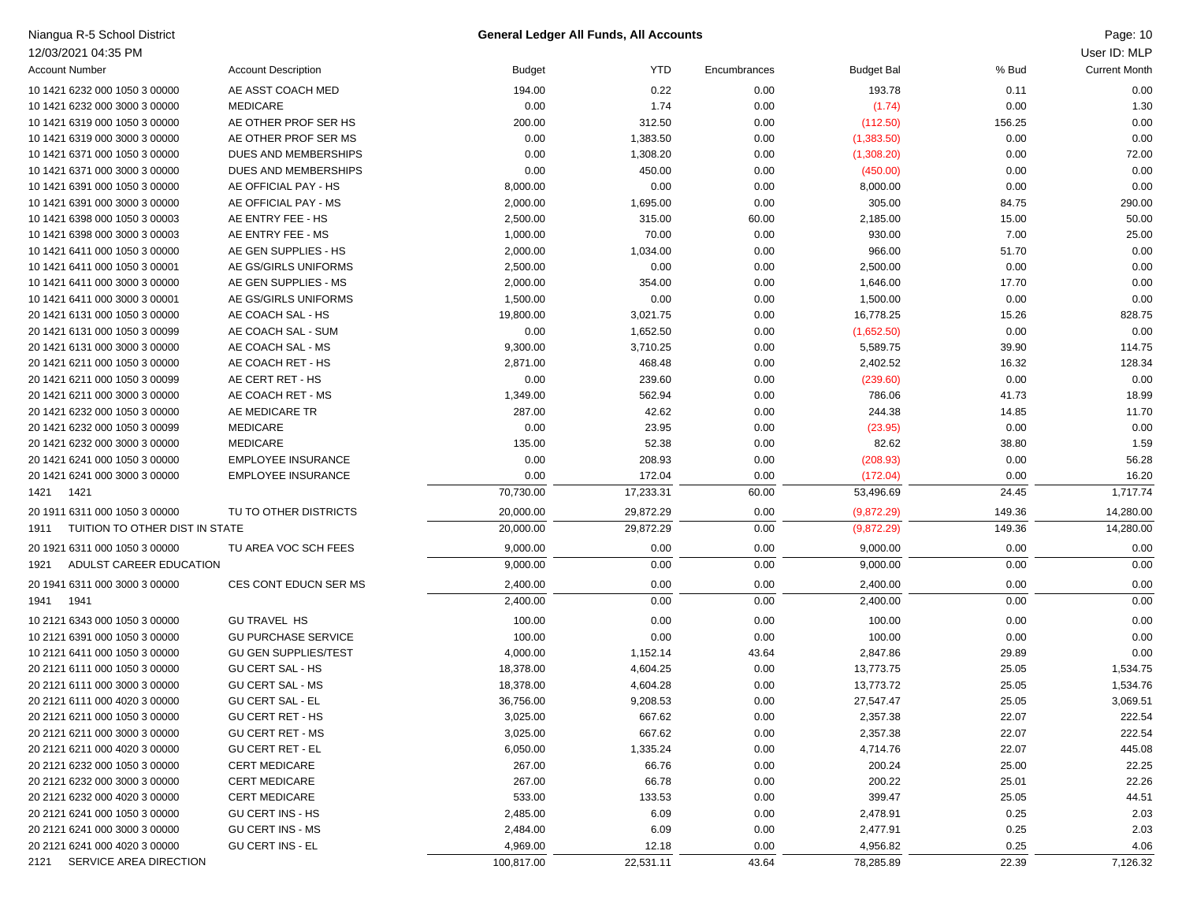Niangua R-5 School District

12/03/2021 04:35 PM

**General Ledger All Funds, All Accounts**

User ID: MLP

| Account Number | Account Description | Budget | YTD | Encumbrances | Budget Bal | % Bud | Current Month |
|---|---|---|---|---|---|---|---|
| 10 1421 6232 000 1050 3 00000 | AE ASST COACH MED | 194.00 | 0.22 | 0.00 | 193.78 | 0.11 | 0.00 |
| 10 1421 6232 000 3000 3 00000 | MEDICARE | 0.00 | 1.74 | 0.00 | (1.74) | 0.00 | 1.30 |
| 10 1421 6319 000 1050 3 00000 | AE OTHER PROF SER HS | 200.00 | 312.50 | 0.00 | (112.50) | 156.25 | 0.00 |
| 10 1421 6319 000 3000 3 00000 | AE OTHER PROF SER MS | 0.00 | 1,383.50 | 0.00 | (1,383.50) | 0.00 | 0.00 |
| 10 1421 6371 000 1050 3 00000 | DUES AND MEMBERSHIPS | 0.00 | 1,308.20 | 0.00 | (1,308.20) | 0.00 | 72.00 |
| 10 1421 6371 000 3000 3 00000 | DUES AND MEMBERSHIPS | 0.00 | 450.00 | 0.00 | (450.00) | 0.00 | 0.00 |
| 10 1421 6391 000 1050 3 00000 | AE OFFICIAL PAY - HS | 8,000.00 | 0.00 | 0.00 | 8,000.00 | 0.00 | 0.00 |
| 10 1421 6391 000 3000 3 00000 | AE OFFICIAL PAY - MS | 2,000.00 | 1,695.00 | 0.00 | 305.00 | 84.75 | 290.00 |
| 10 1421 6398 000 1050 3 00003 | AE ENTRY FEE - HS | 2,500.00 | 315.00 | 60.00 | 2,185.00 | 15.00 | 50.00 |
| 10 1421 6398 000 3000 3 00003 | AE ENTRY FEE - MS | 1,000.00 | 70.00 | 0.00 | 930.00 | 7.00 | 25.00 |
| 10 1421 6411 000 1050 3 00000 | AE GEN SUPPLIES - HS | 2,000.00 | 1,034.00 | 0.00 | 966.00 | 51.70 | 0.00 |
| 10 1421 6411 000 1050 3 00001 | AE GS/GIRLS UNIFORMS | 2,500.00 | 0.00 | 0.00 | 2,500.00 | 0.00 | 0.00 |
| 10 1421 6411 000 3000 3 00000 | AE GEN SUPPLIES - MS | 2,000.00 | 354.00 | 0.00 | 1,646.00 | 17.70 | 0.00 |
| 10 1421 6411 000 3000 3 00001 | AE GS/GIRLS UNIFORMS | 1,500.00 | 0.00 | 0.00 | 1,500.00 | 0.00 | 0.00 |
| 20 1421 6131 000 1050 3 00000 | AE COACH SAL - HS | 19,800.00 | 3,021.75 | 0.00 | 16,778.25 | 15.26 | 828.75 |
| 20 1421 6131 000 1050 3 00099 | AE COACH SAL - SUM | 0.00 | 1,652.50 | 0.00 | (1,652.50) | 0.00 | 0.00 |
| 20 1421 6131 000 3000 3 00000 | AE COACH SAL - MS | 9,300.00 | 3,710.25 | 0.00 | 5,589.75 | 39.90 | 114.75 |
| 20 1421 6211 000 1050 3 00000 | AE COACH RET - HS | 2,871.00 | 468.48 | 0.00 | 2,402.52 | 16.32 | 128.34 |
| 20 1421 6211 000 1050 3 00099 | AE CERT RET - HS | 0.00 | 239.60 | 0.00 | (239.60) | 0.00 | 0.00 |
| 20 1421 6211 000 3000 3 00000 | AE COACH RET - MS | 1,349.00 | 562.94 | 0.00 | 786.06 | 41.73 | 18.99 |
| 20 1421 6232 000 1050 3 00000 | AE MEDICARE TR | 287.00 | 42.62 | 0.00 | 244.38 | 14.85 | 11.70 |
| 20 1421 6232 000 1050 3 00099 | MEDICARE | 0.00 | 23.95 | 0.00 | (23.95) | 0.00 | 0.00 |
| 20 1421 6232 000 3000 3 00000 | MEDICARE | 135.00 | 52.38 | 0.00 | 82.62 | 38.80 | 1.59 |
| 20 1421 6241 000 1050 3 00000 | EMPLOYEE INSURANCE | 0.00 | 208.93 | 0.00 | (208.93) | 0.00 | 56.28 |
| 20 1421 6241 000 3000 3 00000 | EMPLOYEE INSURANCE | 0.00 | 172.04 | 0.00 | (172.04) | 0.00 | 16.20 |
| 1421 1421 | | 70,730.00 | 17,233.31 | 60.00 | 53,496.69 | 24.45 | 1,717.74 |
| 20 1911 6311 000 1050 3 00000 | TU TO OTHER DISTRICTS | 20,000.00 | 29,872.29 | 0.00 | (9,872.29) | 149.36 | 14,280.00 |
| 1911 TUITION TO OTHER DIST IN STATE | | 20,000.00 | 29,872.29 | 0.00 | (9,872.29) | 149.36 | 14,280.00 |
| 20 1921 6311 000 1050 3 00000 | TU AREA VOC SCH FEES | 9,000.00 | 0.00 | 0.00 | 9,000.00 | 0.00 | 0.00 |
| 1921 ADULST CAREER EDUCATION | | 9,000.00 | 0.00 | 0.00 | 9,000.00 | 0.00 | 0.00 |
| 20 1941 6311 000 3000 3 00000 | CES CONT EDUCN SER MS | 2,400.00 | 0.00 | 0.00 | 2,400.00 | 0.00 | 0.00 |
| 1941 1941 | | 2,400.00 | 0.00 | 0.00 | 2,400.00 | 0.00 | 0.00 |
| 10 2121 6343 000 1050 3 00000 | GU TRAVEL HS | 100.00 | 0.00 | 0.00 | 100.00 | 0.00 | 0.00 |
| 10 2121 6391 000 1050 3 00000 | GU PURCHASE SERVICE | 100.00 | 0.00 | 0.00 | 100.00 | 0.00 | 0.00 |
| 10 2121 6411 000 1050 3 00000 | GU GEN SUPPLIES/TEST | 4,000.00 | 1,152.14 | 43.64 | 2,847.86 | 29.89 | 0.00 |
| 20 2121 6111 000 1050 3 00000 | GU CERT SAL - HS | 18,378.00 | 4,604.25 | 0.00 | 13,773.75 | 25.05 | 1,534.75 |
| 20 2121 6111 000 3000 3 00000 | GU CERT SAL - MS | 18,378.00 | 4,604.28 | 0.00 | 13,773.72 | 25.05 | 1,534.76 |
| 20 2121 6111 000 4020 3 00000 | GU CERT SAL - EL | 36,756.00 | 9,208.53 | 0.00 | 27,547.47 | 25.05 | 3,069.51 |
| 20 2121 6211 000 1050 3 00000 | GU CERT RET - HS | 3,025.00 | 667.62 | 0.00 | 2,357.38 | 22.07 | 222.54 |
| 20 2121 6211 000 3000 3 00000 | GU CERT RET - MS | 3,025.00 | 667.62 | 0.00 | 2,357.38 | 22.07 | 222.54 |
| 20 2121 6211 000 4020 3 00000 | GU CERT RET - EL | 6,050.00 | 1,335.24 | 0.00 | 4,714.76 | 22.07 | 445.08 |
| 20 2121 6232 000 1050 3 00000 | CERT MEDICARE | 267.00 | 66.76 | 0.00 | 200.24 | 25.00 | 22.25 |
| 20 2121 6232 000 3000 3 00000 | CERT MEDICARE | 267.00 | 66.78 | 0.00 | 200.22 | 25.01 | 22.26 |
| 20 2121 6232 000 4020 3 00000 | CERT MEDICARE | 533.00 | 133.53 | 0.00 | 399.47 | 25.05 | 44.51 |
| 20 2121 6241 000 1050 3 00000 | GU CERT INS - HS | 2,485.00 | 6.09 | 0.00 | 2,478.91 | 0.25 | 2.03 |
| 20 2121 6241 000 3000 3 00000 | GU CERT INS - MS | 2,484.00 | 6.09 | 0.00 | 2,477.91 | 0.25 | 2.03 |
| 20 2121 6241 000 4020 3 00000 | GU CERT INS - EL | 4,969.00 | 12.18 | 0.00 | 4,956.82 | 0.25 | 4.06 |
| 2121 SERVICE AREA DIRECTION | | 100,817.00 | 22,531.11 | 43.64 | 78,285.89 | 22.39 | 7,126.32 |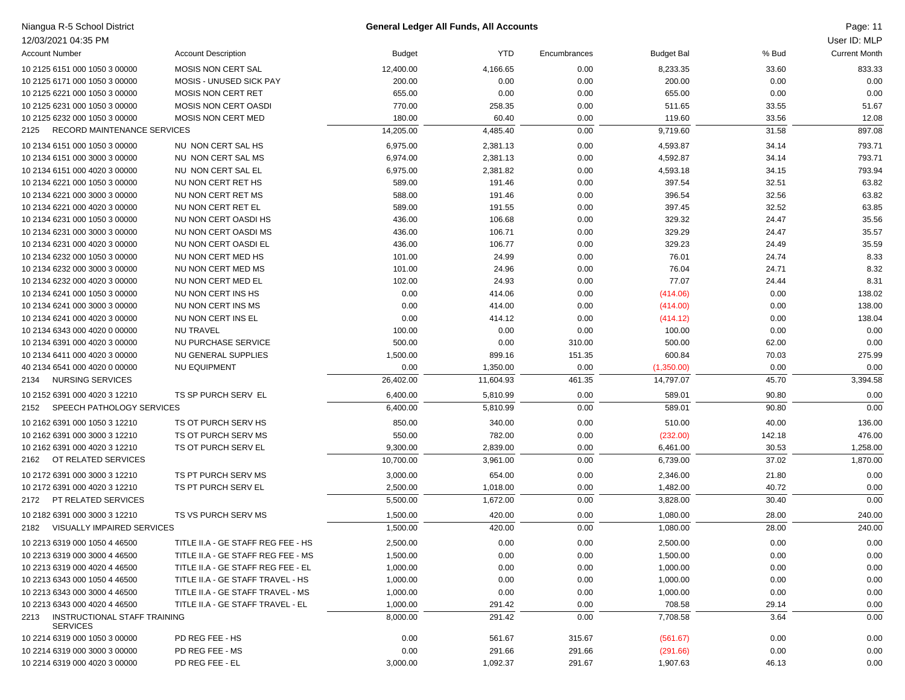Niangua R-5 School District

12/03/2021 04:35 PM

**General Ledger All Funds, All Accounts**

User ID: MLP

| Account Number | Account Description | Budget | YTD | Encumbrances | Budget Bal | % Bud | Current Month |
|---|---|---|---|---|---|---|---|
| 10 2125 6151 000 1050 3 00000 | MOSIS NON CERT SAL | 12,400.00 | 4,166.65 | 0.00 | 8,233.35 | 33.60 | 833.33 |
| 10 2125 6171 000 1050 3 00000 | MOSIS - UNUSED SICK PAY | 200.00 | 0.00 | 0.00 | 200.00 | 0.00 | 0.00 |
| 10 2125 6221 000 1050 3 00000 | MOSIS NON CERT RET | 655.00 | 0.00 | 0.00 | 655.00 | 0.00 | 0.00 |
| 10 2125 6231 000 1050 3 00000 | MOSIS NON CERT OASDI | 770.00 | 258.35 | 0.00 | 511.65 | 33.55 | 51.67 |
| 10 2125 6232 000 1050 3 00000 | MOSIS NON CERT MED | 180.00 | 60.40 | 0.00 | 119.60 | 33.56 | 12.08 |
| 2125 RECORD MAINTENANCE SERVICES | | 14,205.00 | 4,485.40 | 0.00 | 9,719.60 | 31.58 | 897.08 |
| 10 2134 6151 000 1050 3 00000 | NU NON CERT SAL HS | 6,975.00 | 2,381.13 | 0.00 | 4,593.87 | 34.14 | 793.71 |
| 10 2134 6151 000 3000 3 00000 | NU NON CERT SAL MS | 6,974.00 | 2,381.13 | 0.00 | 4,592.87 | 34.14 | 793.71 |
| 10 2134 6151 000 4020 3 00000 | NU NON CERT SAL EL | 6,975.00 | 2,381.82 | 0.00 | 4,593.18 | 34.15 | 793.94 |
| 10 2134 6221 000 1050 3 00000 | NU NON CERT RET HS | 589.00 | 191.46 | 0.00 | 397.54 | 32.51 | 63.82 |
| 10 2134 6221 000 3000 3 00000 | NU NON CERT RET MS | 588.00 | 191.46 | 0.00 | 396.54 | 32.56 | 63.82 |
| 10 2134 6221 000 4020 3 00000 | NU NON CERT RET EL | 589.00 | 191.55 | 0.00 | 397.45 | 32.52 | 63.85 |
| 10 2134 6231 000 1050 3 00000 | NU NON CERT OASDI HS | 436.00 | 106.68 | 0.00 | 329.32 | 24.47 | 35.56 |
| 10 2134 6231 000 3000 3 00000 | NU NON CERT OASDI MS | 436.00 | 106.71 | 0.00 | 329.29 | 24.47 | 35.57 |
| 10 2134 6231 000 4020 3 00000 | NU NON CERT OASDI EL | 436.00 | 106.77 | 0.00 | 329.23 | 24.49 | 35.59 |
| 10 2134 6232 000 1050 3 00000 | NU NON CERT MED HS | 101.00 | 24.99 | 0.00 | 76.01 | 24.74 | 8.33 |
| 10 2134 6232 000 3000 3 00000 | NU NON CERT MED MS | 101.00 | 24.96 | 0.00 | 76.04 | 24.71 | 8.32 |
| 10 2134 6232 000 4020 3 00000 | NU NON CERT MED EL | 102.00 | 24.93 | 0.00 | 77.07 | 24.44 | 8.31 |
| 10 2134 6241 000 1050 3 00000 | NU NON CERT INS HS | 0.00 | 414.06 | 0.00 | (414.06) | 0.00 | 138.02 |
| 10 2134 6241 000 3000 3 00000 | NU NON CERT INS MS | 0.00 | 414.00 | 0.00 | (414.00) | 0.00 | 138.00 |
| 10 2134 6241 000 4020 3 00000 | NU NON CERT INS EL | 0.00 | 414.12 | 0.00 | (414.12) | 0.00 | 138.04 |
| 10 2134 6343 000 4020 0 00000 | NU TRAVEL | 100.00 | 0.00 | 0.00 | 100.00 | 0.00 | 0.00 |
| 10 2134 6391 000 4020 3 00000 | NU PURCHASE SERVICE | 500.00 | 0.00 | 310.00 | 500.00 | 62.00 | 0.00 |
| 10 2134 6411 000 4020 3 00000 | NU GENERAL SUPPLIES | 1,500.00 | 899.16 | 151.35 | 600.84 | 70.03 | 275.99 |
| 40 2134 6541 000 4020 0 00000 | NU EQUIPMENT | 0.00 | 1,350.00 | 0.00 | (1,350.00) | 0.00 | 0.00 |
| 2134 NURSING SERVICES | | 26,402.00 | 11,604.93 | 461.35 | 14,797.07 | 45.70 | 3,394.58 |
| 10 2152 6391 000 4020 3 12210 | TS SP PURCH SERV EL | 6,400.00 | 5,810.99 | 0.00 | 589.01 | 90.80 | 0.00 |
| 2152 SPEECH PATHOLOGY SERVICES | | 6,400.00 | 5,810.99 | 0.00 | 589.01 | 90.80 | 0.00 |
| 10 2162 6391 000 1050 3 12210 | TS OT PURCH SERV HS | 850.00 | 340.00 | 0.00 | 510.00 | 40.00 | 136.00 |
| 10 2162 6391 000 3000 3 12210 | TS OT PURCH SERV MS | 550.00 | 782.00 | 0.00 | (232.00) | 142.18 | 476.00 |
| 10 2162 6391 000 4020 3 12210 | TS OT PURCH SERV EL | 9,300.00 | 2,839.00 | 0.00 | 6,461.00 | 30.53 | 1,258.00 |
| 2162 OT RELATED SERVICES | | 10,700.00 | 3,961.00 | 0.00 | 6,739.00 | 37.02 | 1,870.00 |
| 10 2172 6391 000 3000 3 12210 | TS PT PURCH SERV MS | 3,000.00 | 654.00 | 0.00 | 2,346.00 | 21.80 | 0.00 |
| 10 2172 6391 000 4020 3 12210 | TS PT PURCH SERV EL | 2,500.00 | 1,018.00 | 0.00 | 1,482.00 | 40.72 | 0.00 |
| 2172 PT RELATED SERVICES | | 5,500.00 | 1,672.00 | 0.00 | 3,828.00 | 30.40 | 0.00 |
| 10 2182 6391 000 3000 3 12210 | TS VS PURCH SERV MS | 1,500.00 | 420.00 | 0.00 | 1,080.00 | 28.00 | 240.00 |
| 2182 VISUALLY IMPAIRED SERVICES | | 1,500.00 | 420.00 | 0.00 | 1,080.00 | 28.00 | 240.00 |
| 10 2213 6319 000 1050 4 46500 | TITLE II.A - GE STAFF REG FEE - HS | 2,500.00 | 0.00 | 0.00 | 2,500.00 | 0.00 | 0.00 |
| 10 2213 6319 000 3000 4 46500 | TITLE II.A - GE STAFF REG FEE - MS | 1,500.00 | 0.00 | 0.00 | 1,500.00 | 0.00 | 0.00 |
| 10 2213 6319 000 4020 4 46500 | TITLE II.A - GE STAFF REG FEE - EL | 1,000.00 | 0.00 | 0.00 | 1,000.00 | 0.00 | 0.00 |
| 10 2213 6343 000 1050 4 46500 | TITLE II.A - GE STAFF TRAVEL - HS | 1,000.00 | 0.00 | 0.00 | 1,000.00 | 0.00 | 0.00 |
| 10 2213 6343 000 3000 4 46500 | TITLE II.A - GE STAFF TRAVEL - MS | 1,000.00 | 0.00 | 0.00 | 1,000.00 | 0.00 | 0.00 |
| 10 2213 6343 000 4020 4 46500 | TITLE II.A - GE STAFF TRAVEL - EL | 1,000.00 | 291.42 | 0.00 | 708.58 | 29.14 | 0.00 |
| 2213 INSTRUCTIONAL STAFF TRAINING SERVICES | | 8,000.00 | 291.42 | 0.00 | 7,708.58 | 3.64 | 0.00 |
| 10 2214 6319 000 1050 3 00000 | PD REG FEE - HS | 0.00 | 561.67 | 315.67 | (561.67) | 0.00 | 0.00 |
| 10 2214 6319 000 3000 3 00000 | PD REG FEE - MS | 0.00 | 291.66 | 291.66 | (291.66) | 0.00 | 0.00 |
| 10 2214 6319 000 4020 3 00000 | PD REG FEE - EL | 3,000.00 | 1,092.37 | 291.67 | 1,907.63 | 46.13 | 0.00 |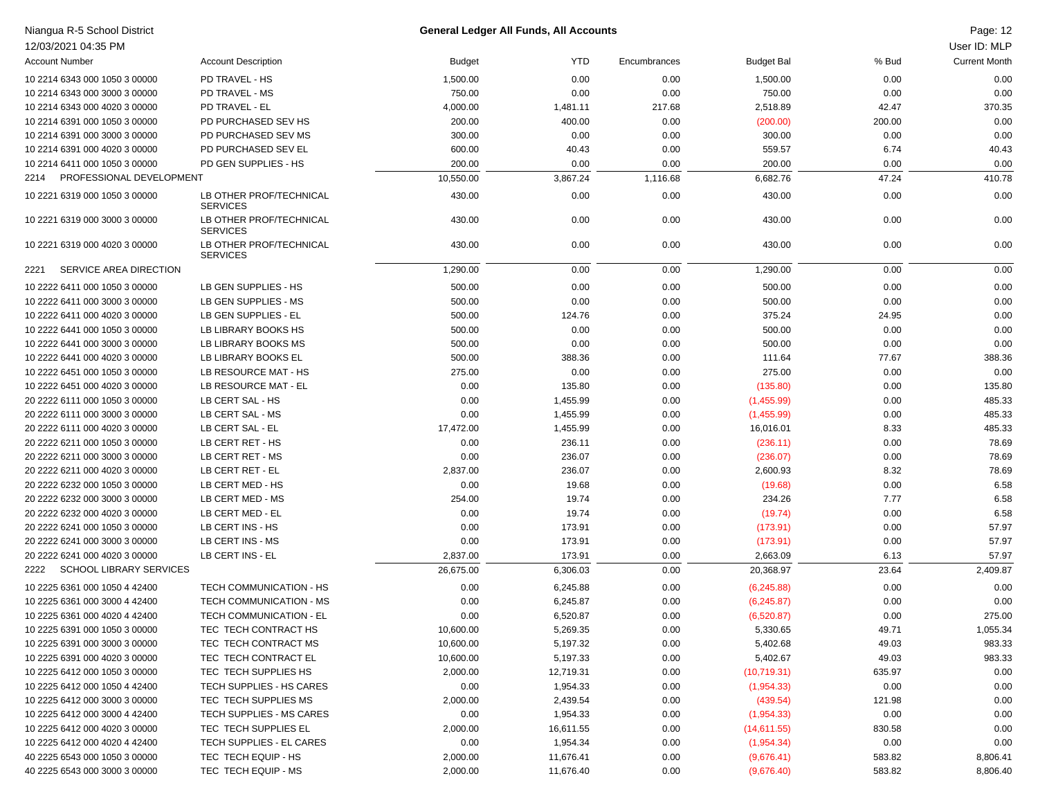Niangua R-5 School District

**General Ledger All Funds, All Accounts**

12/03/2021 04:35 PM

User ID: MLP

| Account Number | Account Description | Budget | YTD | Encumbrances | Budget Bal | % Bud | Current Month |
|---|---|---|---|---|---|---|---|
| 10 2214 6343 000 1050 3 00000 | PD TRAVEL - HS | 1,500.00 | 0.00 | 0.00 | 1,500.00 | 0.00 | 0.00 |
| 10 2214 6343 000 3000 3 00000 | PD TRAVEL - MS | 750.00 | 0.00 | 0.00 | 750.00 | 0.00 | 0.00 |
| 10 2214 6343 000 4020 3 00000 | PD TRAVEL - EL | 4,000.00 | 1,481.11 | 217.68 | 2,518.89 | 42.47 | 370.35 |
| 10 2214 6391 000 1050 3 00000 | PD PURCHASED SEV HS | 200.00 | 400.00 | 0.00 | (200.00) | 200.00 | 0.00 |
| 10 2214 6391 000 3000 3 00000 | PD PURCHASED SEV MS | 300.00 | 0.00 | 0.00 | 300.00 | 0.00 | 0.00 |
| 10 2214 6391 000 4020 3 00000 | PD PURCHASED SEV EL | 600.00 | 40.43 | 0.00 | 559.57 | 6.74 | 40.43 |
| 10 2214 6411 000 1050 3 00000 | PD GEN SUPPLIES - HS | 200.00 | 0.00 | 0.00 | 200.00 | 0.00 | 0.00 |
| 2214 PROFESSIONAL DEVELOPMENT | | 10,550.00 | 3,867.24 | 1,116.68 | 6,682.76 | 47.24 | 410.78 |
| 10 2221 6319 000 1050 3 00000 | LB OTHER PROF/TECHNICAL SERVICES | 430.00 | 0.00 | 0.00 | 430.00 | 0.00 | 0.00 |
| 10 2221 6319 000 3000 3 00000 | LB OTHER PROF/TECHNICAL SERVICES | 430.00 | 0.00 | 0.00 | 430.00 | 0.00 | 0.00 |
| 10 2221 6319 000 4020 3 00000 | LB OTHER PROF/TECHNICAL SERVICES | 430.00 | 0.00 | 0.00 | 430.00 | 0.00 | 0.00 |
| 2221 SERVICE AREA DIRECTION | | 1,290.00 | 0.00 | 0.00 | 1,290.00 | 0.00 | 0.00 |
| 10 2222 6411 000 1050 3 00000 | LB GEN SUPPLIES - HS | 500.00 | 0.00 | 0.00 | 500.00 | 0.00 | 0.00 |
| 10 2222 6411 000 3000 3 00000 | LB GEN SUPPLIES - MS | 500.00 | 0.00 | 0.00 | 500.00 | 0.00 | 0.00 |
| 10 2222 6411 000 4020 3 00000 | LB GEN SUPPLIES - EL | 500.00 | 124.76 | 0.00 | 375.24 | 24.95 | 0.00 |
| 10 2222 6441 000 1050 3 00000 | LB LIBRARY BOOKS HS | 500.00 | 0.00 | 0.00 | 500.00 | 0.00 | 0.00 |
| 10 2222 6441 000 3000 3 00000 | LB LIBRARY BOOKS MS | 500.00 | 0.00 | 0.00 | 500.00 | 0.00 | 0.00 |
| 10 2222 6441 000 4020 3 00000 | LB LIBRARY BOOKS EL | 500.00 | 388.36 | 0.00 | 111.64 | 77.67 | 388.36 |
| 10 2222 6451 000 1050 3 00000 | LB RESOURCE MAT - HS | 275.00 | 0.00 | 0.00 | 275.00 | 0.00 | 0.00 |
| 10 2222 6451 000 4020 3 00000 | LB RESOURCE MAT - EL | 0.00 | 135.80 | 0.00 | (135.80) | 0.00 | 135.80 |
| 20 2222 6111 000 1050 3 00000 | LB CERT SAL - HS | 0.00 | 1,455.99 | 0.00 | (1,455.99) | 0.00 | 485.33 |
| 20 2222 6111 000 3000 3 00000 | LB CERT SAL - MS | 0.00 | 1,455.99 | 0.00 | (1,455.99) | 0.00 | 485.33 |
| 20 2222 6111 000 4020 3 00000 | LB CERT SAL - EL | 17,472.00 | 1,455.99 | 0.00 | 16,016.01 | 8.33 | 485.33 |
| 20 2222 6211 000 1050 3 00000 | LB CERT RET - HS | 0.00 | 236.11 | 0.00 | (236.11) | 0.00 | 78.69 |
| 20 2222 6211 000 3000 3 00000 | LB CERT RET - MS | 0.00 | 236.07 | 0.00 | (236.07) | 0.00 | 78.69 |
| 20 2222 6211 000 4020 3 00000 | LB CERT RET - EL | 2,837.00 | 236.07 | 0.00 | 2,600.93 | 8.32 | 78.69 |
| 20 2222 6232 000 1050 3 00000 | LB CERT MED - HS | 0.00 | 19.68 | 0.00 | (19.68) | 0.00 | 6.58 |
| 20 2222 6232 000 3000 3 00000 | LB CERT MED - MS | 254.00 | 19.74 | 0.00 | 234.26 | 7.77 | 6.58 |
| 20 2222 6232 000 4020 3 00000 | LB CERT MED - EL | 0.00 | 19.74 | 0.00 | (19.74) | 0.00 | 6.58 |
| 20 2222 6241 000 1050 3 00000 | LB CERT INS - HS | 0.00 | 173.91 | 0.00 | (173.91) | 0.00 | 57.97 |
| 20 2222 6241 000 3000 3 00000 | LB CERT INS - MS | 0.00 | 173.91 | 0.00 | (173.91) | 0.00 | 57.97 |
| 20 2222 6241 000 4020 3 00000 | LB CERT INS - EL | 2,837.00 | 173.91 | 0.00 | 2,663.09 | 6.13 | 57.97 |
| 2222 SCHOOL LIBRARY SERVICES | | 26,675.00 | 6,306.03 | 0.00 | 20,368.97 | 23.64 | 2,409.87 |
| 10 2225 6361 000 1050 4 42400 | TECH COMMUNICATION - HS | 0.00 | 6,245.88 | 0.00 | (6,245.88) | 0.00 | 0.00 |
| 10 2225 6361 000 3000 4 42400 | TECH COMMUNICATION - MS | 0.00 | 6,245.87 | 0.00 | (6,245.87) | 0.00 | 0.00 |
| 10 2225 6361 000 4020 4 42400 | TECH COMMUNICATION - EL | 0.00 | 6,520.87 | 0.00 | (6,520.87) | 0.00 | 275.00 |
| 10 2225 6391 000 1050 3 00000 | TEC TECH CONTRACT HS | 10,600.00 | 5,269.35 | 0.00 | 5,330.65 | 49.71 | 1,055.34 |
| 10 2225 6391 000 3000 3 00000 | TEC TECH CONTRACT MS | 10,600.00 | 5,197.32 | 0.00 | 5,402.68 | 49.03 | 983.33 |
| 10 2225 6391 000 4020 3 00000 | TEC TECH CONTRACT EL | 10,600.00 | 5,197.33 | 0.00 | 5,402.67 | 49.03 | 983.33 |
| 10 2225 6412 000 1050 3 00000 | TEC TECH SUPPLIES HS | 2,000.00 | 12,719.31 | 0.00 | (10,719.31) | 635.97 | 0.00 |
| 10 2225 6412 000 1050 4 42400 | TECH SUPPLIES - HS CARES | 0.00 | 1,954.33 | 0.00 | (1,954.33) | 0.00 | 0.00 |
| 10 2225 6412 000 3000 3 00000 | TEC TECH SUPPLIES MS | 2,000.00 | 2,439.54 | 0.00 | (439.54) | 121.98 | 0.00 |
| 10 2225 6412 000 3000 4 42400 | TECH SUPPLIES - MS CARES | 0.00 | 1,954.33 | 0.00 | (1,954.33) | 0.00 | 0.00 |
| 10 2225 6412 000 4020 3 00000 | TEC TECH SUPPLIES EL | 2,000.00 | 16,611.55 | 0.00 | (14,611.55) | 830.58 | 0.00 |
| 10 2225 6412 000 4020 4 42400 | TECH SUPPLIES - EL CARES | 0.00 | 1,954.34 | 0.00 | (1,954.34) | 0.00 | 0.00 |
| 40 2225 6543 000 1050 3 00000 | TEC TECH EQUIP - HS | 2,000.00 | 11,676.41 | 0.00 | (9,676.41) | 583.82 | 8,806.41 |
| 40 2225 6543 000 3000 3 00000 | TEC TECH EQUIP - MS | 2,000.00 | 11,676.40 | 0.00 | (9,676.40) | 583.82 | 8,806.40 |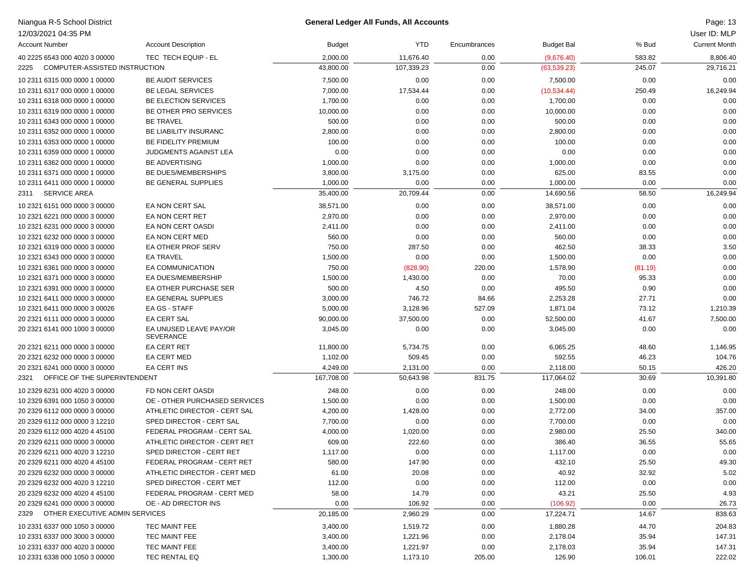| Account Number | Account Description | Budget | YTD | Encumbrances | Budget Bal | % Bud | Current Month |
|---|---|---|---|---|---|---|---|
| 40 2225 6543 000 4020 3 00000 | TEC TECH EQUIP - EL | 2,000.00 | 11,676.40 | 0.00 | (9,676.40) | 583.82 | 8,806.40 |
| 2225 COMPUTER-ASSISTED INSTRUCTION | | 43,800.00 | 107,339.23 | 0.00 | (63,539.23) | 245.07 | 29,716.21 |
| 10 2311 6315 000 0000 1 00000 | BE AUDIT SERVICES | 7,500.00 | 0.00 | 0.00 | 7,500.00 | 0.00 | 0.00 |
| 10 2311 6317 000 0000 1 00000 | BE LEGAL SERVICES | 7,000.00 | 17,534.44 | 0.00 | (10,534.44) | 250.49 | 16,249.94 |
| 10 2311 6318 000 0000 1 00000 | BE ELECTION SERVICES | 1,700.00 | 0.00 | 0.00 | 1,700.00 | 0.00 | 0.00 |
| 10 2311 6319 000 0000 1 00000 | BE OTHER PRO SERVICES | 10,000.00 | 0.00 | 0.00 | 10,000.00 | 0.00 | 0.00 |
| 10 2311 6343 000 0000 1 00000 | BE TRAVEL | 500.00 | 0.00 | 0.00 | 500.00 | 0.00 | 0.00 |
| 10 2311 6352 000 0000 1 00000 | BE LIABILITY INSURANC | 2,800.00 | 0.00 | 0.00 | 2,800.00 | 0.00 | 0.00 |
| 10 2311 6353 000 0000 1 00000 | BE FIDELITY PREMIUM | 100.00 | 0.00 | 0.00 | 100.00 | 0.00 | 0.00 |
| 10 2311 6359 000 0000 1 00000 | JUDGMENTS AGAINST LEA | 0.00 | 0.00 | 0.00 | 0.00 | 0.00 | 0.00 |
| 10 2311 6362 000 0000 1 00000 | BE ADVERTISING | 1,000.00 | 0.00 | 0.00 | 1,000.00 | 0.00 | 0.00 |
| 10 2311 6371 000 0000 1 00000 | BE DUES/MEMBERSHIPS | 3,800.00 | 3,175.00 | 0.00 | 625.00 | 83.55 | 0.00 |
| 10 2311 6411 000 0000 1 00000 | BE GENERAL SUPPLIES | 1,000.00 | 0.00 | 0.00 | 1,000.00 | 0.00 | 0.00 |
| 2311 SERVICE AREA | | 35,400.00 | 20,709.44 | 0.00 | 14,690.56 | 58.50 | 16,249.94 |
| 10 2321 6151 000 0000 3 00000 | EA NON CERT SAL | 38,571.00 | 0.00 | 0.00 | 38,571.00 | 0.00 | 0.00 |
| 10 2321 6221 000 0000 3 00000 | EA NON CERT RET | 2,970.00 | 0.00 | 0.00 | 2,970.00 | 0.00 | 0.00 |
| 10 2321 6231 000 0000 3 00000 | EA NON CERT OASDI | 2,411.00 | 0.00 | 0.00 | 2,411.00 | 0.00 | 0.00 |
| 10 2321 6232 000 0000 3 00000 | EA NON CERT MED | 560.00 | 0.00 | 0.00 | 560.00 | 0.00 | 0.00 |
| 10 2321 6319 000 0000 3 00000 | EA OTHER PROF SERV | 750.00 | 287.50 | 0.00 | 462.50 | 38.33 | 3.50 |
| 10 2321 6343 000 0000 3 00000 | EA TRAVEL | 1,500.00 | 0.00 | 0.00 | 1,500.00 | 0.00 | 0.00 |
| 10 2321 6361 000 0000 3 00000 | EA COMMUNICATION | 750.00 | (828.90) | 220.00 | 1,578.90 | (81.19) | 0.00 |
| 10 2321 6371 000 0000 3 00000 | EA DUES/MEMBERSHIP | 1,500.00 | 1,430.00 | 0.00 | 70.00 | 95.33 | 0.00 |
| 10 2321 6391 000 0000 3 00000 | EA OTHER PURCHASE SER | 500.00 | 4.50 | 0.00 | 495.50 | 0.90 | 0.00 |
| 10 2321 6411 000 0000 3 00000 | EA GENERAL SUPPLIES | 3,000.00 | 746.72 | 84.66 | 2,253.28 | 27.71 | 0.00 |
| 10 2321 6411 000 0000 3 00026 | EA GS - STAFF | 5,000.00 | 3,128.96 | 527.09 | 1,871.04 | 73.12 | 1,210.39 |
| 20 2321 6111 000 0000 3 00000 | EA CERT SAL | 90,000.00 | 37,500.00 | 0.00 | 52,500.00 | 41.67 | 7,500.00 |
| 20 2321 6141 000 1000 3 00000 | EA UNUSED LEAVE PAY/OR SEVERANCE | 3,045.00 | 0.00 | 0.00 | 3,045.00 | 0.00 | 0.00 |
| 20 2321 6211 000 0000 3 00000 | EA CERT RET | 11,800.00 | 5,734.75 | 0.00 | 6,065.25 | 48.60 | 1,146.95 |
| 20 2321 6232 000 0000 3 00000 | EA CERT MED | 1,102.00 | 509.45 | 0.00 | 592.55 | 46.23 | 104.76 |
| 20 2321 6241 000 0000 3 00000 | EA CERT INS | 4,249.00 | 2,131.00 | 0.00 | 2,118.00 | 50.15 | 426.20 |
| 2321 OFFICE OF THE SUPERINTENDENT | | 167,708.00 | 50,643.98 | 831.75 | 117,064.02 | 30.69 | 10,391.80 |
| 10 2329 6231 000 4020 3 00000 | FD NON CERT OASDI | 248.00 | 0.00 | 0.00 | 248.00 | 0.00 | 0.00 |
| 10 2329 6391 000 1050 3 00000 | OE - OTHER PURCHASED SERVICES | 1,500.00 | 0.00 | 0.00 | 1,500.00 | 0.00 | 0.00 |
| 20 2329 6112 000 0000 3 00000 | ATHLETIC DIRECTOR - CERT SAL | 4,200.00 | 1,428.00 | 0.00 | 2,772.00 | 34.00 | 357.00 |
| 20 2329 6112 000 0000 3 12210 | SPED DIRECTOR - CERT SAL | 7,700.00 | 0.00 | 0.00 | 7,700.00 | 0.00 | 0.00 |
| 20 2329 6112 000 4020 4 45100 | FEDERAL PROGRAM - CERT SAL | 4,000.00 | 1,020.00 | 0.00 | 2,980.00 | 25.50 | 340.00 |
| 20 2329 6211 000 0000 3 00000 | ATHLETIC DIRECTOR - CERT RET | 609.00 | 222.60 | 0.00 | 386.40 | 36.55 | 55.65 |
| 20 2329 6211 000 4020 3 12210 | SPED DIRECTOR - CERT RET | 1,117.00 | 0.00 | 0.00 | 1,117.00 | 0.00 | 0.00 |
| 20 2329 6211 000 4020 4 45100 | FEDERAL PROGRAM - CERT RET | 580.00 | 147.90 | 0.00 | 432.10 | 25.50 | 49.30 |
| 20 2329 6232 000 0000 3 00000 | ATHLETIC DIRECTOR - CERT MED | 61.00 | 20.08 | 0.00 | 40.92 | 32.92 | 5.02 |
| 20 2329 6232 000 4020 3 12210 | SPED DIRECTOR - CERT MET | 112.00 | 0.00 | 0.00 | 112.00 | 0.00 | 0.00 |
| 20 2329 6232 000 4020 4 45100 | FEDERAL PROGRAM - CERT MED | 58.00 | 14.79 | 0.00 | 43.21 | 25.50 | 4.93 |
| 20 2329 6241 000 0000 3 00000 | OE - AD DIRECTOR INS | 0.00 | 106.92 | 0.00 | (106.92) | 0.00 | 26.73 |
| 2329 OTHER EXECUTIVE ADMIN SERVICES | | 20,185.00 | 2,960.29 | 0.00 | 17,224.71 | 14.67 | 838.63 |
| 10 2331 6337 000 1050 3 00000 | TEC MAINT FEE | 3,400.00 | 1,519.72 | 0.00 | 1,880.28 | 44.70 | 204.83 |
| 10 2331 6337 000 3000 3 00000 | TEC MAINT FEE | 3,400.00 | 1,221.96 | 0.00 | 2,178.04 | 35.94 | 147.31 |
| 10 2331 6337 000 4020 3 00000 | TEC MAINT FEE | 3,400.00 | 1,221.97 | 0.00 | 2,178.03 | 35.94 | 147.31 |
| 10 2331 6338 000 1050 3 00000 | TEC RENTAL EQ | 1,300.00 | 1,173.10 | 205.00 | 126.90 | 106.01 | 222.02 |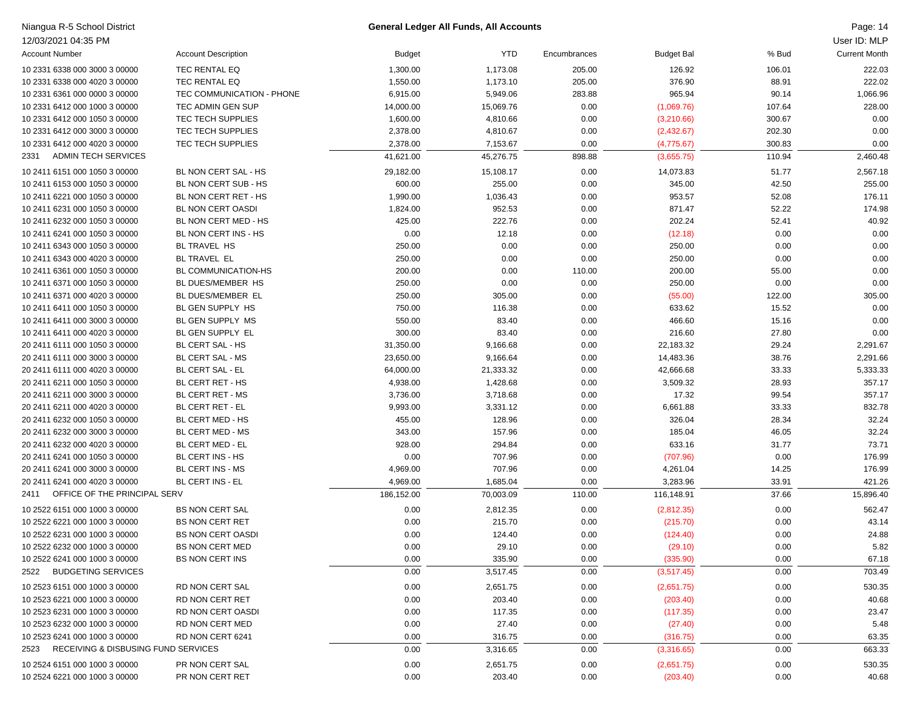Niagua R-5 School District

12/03/2021 04:35 PM

**General Ledger All Funds, All Accounts**

User ID: MLP

| Account Number | Account Description | Budget | YTD | Encumbrances | Budget Bal | % Bud | Current Month |
|---|---|---|---|---|---|---|---|
| 10 2331 6338 000 3000 3 00000 | TEC RENTAL EQ | 1,300.00 | 1,173.08 | 205.00 | 126.92 | 106.01 | 222.03 |
| 10 2331 6338 000 4020 3 00000 | TEC RENTAL EQ | 1,550.00 | 1,173.10 | 205.00 | 376.90 | 88.91 | 222.02 |
| 10 2331 6361 000 0000 3 00000 | TEC COMMUNICATION - PHONE | 6,915.00 | 5,949.06 | 283.88 | 965.94 | 90.14 | 1,066.96 |
| 10 2331 6412 000 1000 3 00000 | TEC ADMIN GEN SUP | 14,000.00 | 15,069.76 | 0.00 | (1,069.76) | 107.64 | 228.00 |
| 10 2331 6412 000 1050 3 00000 | TEC TECH SUPPLIES | 1,600.00 | 4,810.66 | 0.00 | (3,210.66) | 300.67 | 0.00 |
| 10 2331 6412 000 3000 3 00000 | TEC TECH SUPPLIES | 2,378.00 | 4,810.67 | 0.00 | (2,432.67) | 202.30 | 0.00 |
| 10 2331 6412 000 4020 3 00000 | TEC TECH SUPPLIES | 2,378.00 | 7,153.67 | 0.00 | (4,775.67) | 300.83 | 0.00 |
| 2331 ADMIN TECH SERVICES | | 41,621.00 | 45,276.75 | 898.88 | (3,655.75) | 110.94 | 2,460.48 |
| 10 2411 6151 000 1050 3 00000 | BL NON CERT SAL - HS | 29,182.00 | 15,108.17 | 0.00 | 14,073.83 | 51.77 | 2,567.18 |
| 10 2411 6153 000 1050 3 00000 | BL NON CERT SUB - HS | 600.00 | 255.00 | 0.00 | 345.00 | 42.50 | 255.00 |
| 10 2411 6221 000 1050 3 00000 | BL NON CERT RET - HS | 1,990.00 | 1,036.43 | 0.00 | 953.57 | 52.08 | 176.11 |
| 10 2411 6231 000 1050 3 00000 | BL NON CERT OASDI | 1,824.00 | 952.53 | 0.00 | 871.47 | 52.22 | 174.98 |
| 10 2411 6232 000 1050 3 00000 | BL NON CERT MED - HS | 425.00 | 222.76 | 0.00 | 202.24 | 52.41 | 40.92 |
| 10 2411 6241 000 1050 3 00000 | BL NON CERT INS - HS | 0.00 | 12.18 | 0.00 | (12.18) | 0.00 | 0.00 |
| 10 2411 6343 000 1050 3 00000 | BL TRAVEL HS | 250.00 | 0.00 | 0.00 | 250.00 | 0.00 | 0.00 |
| 10 2411 6343 000 4020 3 00000 | BL TRAVEL EL | 250.00 | 0.00 | 0.00 | 250.00 | 0.00 | 0.00 |
| 10 2411 6361 000 1050 3 00000 | BL COMMUNICATION-HS | 200.00 | 0.00 | 110.00 | 200.00 | 55.00 | 0.00 |
| 10 2411 6371 000 1050 3 00000 | BL DUES/MEMBER HS | 250.00 | 0.00 | 0.00 | 250.00 | 0.00 | 0.00 |
| 10 2411 6371 000 4020 3 00000 | BL DUES/MEMBER EL | 250.00 | 305.00 | 0.00 | (55.00) | 122.00 | 305.00 |
| 10 2411 6411 000 1050 3 00000 | BL GEN SUPPLY HS | 750.00 | 116.38 | 0.00 | 633.62 | 15.52 | 0.00 |
| 10 2411 6411 000 3000 3 00000 | BL GEN SUPPLY MS | 550.00 | 83.40 | 0.00 | 466.60 | 15.16 | 0.00 |
| 10 2411 6411 000 4020 3 00000 | BL GEN SUPPLY EL | 300.00 | 83.40 | 0.00 | 216.60 | 27.80 | 0.00 |
| 20 2411 6111 000 1050 3 00000 | BL CERT SAL - HS | 31,350.00 | 9,166.68 | 0.00 | 22,183.32 | 29.24 | 2,291.67 |
| 20 2411 6111 000 3000 3 00000 | BL CERT SAL - MS | 23,650.00 | 9,166.64 | 0.00 | 14,483.36 | 38.76 | 2,291.66 |
| 20 2411 6111 000 4020 3 00000 | BL CERT SAL - EL | 64,000.00 | 21,333.32 | 0.00 | 42,666.68 | 33.33 | 5,333.33 |
| 20 2411 6211 000 1050 3 00000 | BL CERT RET - HS | 4,938.00 | 1,428.68 | 0.00 | 3,509.32 | 28.93 | 357.17 |
| 20 2411 6211 000 3000 3 00000 | BL CERT RET - MS | 3,736.00 | 3,718.68 | 0.00 | 17.32 | 99.54 | 357.17 |
| 20 2411 6211 000 4020 3 00000 | BL CERT RET - EL | 9,993.00 | 3,331.12 | 0.00 | 6,661.88 | 33.33 | 832.78 |
| 20 2411 6232 000 1050 3 00000 | BL CERT MED - HS | 455.00 | 128.96 | 0.00 | 326.04 | 28.34 | 32.24 |
| 20 2411 6232 000 3000 3 00000 | BL CERT MED - MS | 343.00 | 157.96 | 0.00 | 185.04 | 46.05 | 32.24 |
| 20 2411 6232 000 4020 3 00000 | BL CERT MED - EL | 928.00 | 294.84 | 0.00 | 633.16 | 31.77 | 73.71 |
| 20 2411 6241 000 1050 3 00000 | BL CERT INS - HS | 0.00 | 707.96 | 0.00 | (707.96) | 0.00 | 176.99 |
| 20 2411 6241 000 3000 3 00000 | BL CERT INS - MS | 4,969.00 | 707.96 | 0.00 | 4,261.04 | 14.25 | 176.99 |
| 20 2411 6241 000 4020 3 00000 | BL CERT INS - EL | 4,969.00 | 1,685.04 | 0.00 | 3,283.96 | 33.91 | 421.26 |
| 2411 OFFICE OF THE PRINCIPAL SERV | | 186,152.00 | 70,003.09 | 110.00 | 116,148.91 | 37.66 | 15,896.40 |
| 10 2522 6151 000 1000 3 00000 | BS NON CERT SAL | 0.00 | 2,812.35 | 0.00 | (2,812.35) | 0.00 | 562.47 |
| 10 2522 6221 000 1000 3 00000 | BS NON CERT RET | 0.00 | 215.70 | 0.00 | (215.70) | 0.00 | 43.14 |
| 10 2522 6231 000 1000 3 00000 | BS NON CERT OASDI | 0.00 | 124.40 | 0.00 | (124.40) | 0.00 | 24.88 |
| 10 2522 6232 000 1000 3 00000 | BS NON CERT MED | 0.00 | 29.10 | 0.00 | (29.10) | 0.00 | 5.82 |
| 10 2522 6241 000 1000 3 00000 | BS NON CERT INS | 0.00 | 335.90 | 0.00 | (335.90) | 0.00 | 67.18 |
| 2522 BUDGETING SERVICES | | 0.00 | 3,517.45 | 0.00 | (3,517.45) | 0.00 | 703.49 |
| 10 2523 6151 000 1000 3 00000 | RD NON CERT SAL | 0.00 | 2,651.75 | 0.00 | (2,651.75) | 0.00 | 530.35 |
| 10 2523 6221 000 1000 3 00000 | RD NON CERT RET | 0.00 | 203.40 | 0.00 | (203.40) | 0.00 | 40.68 |
| 10 2523 6231 000 1000 3 00000 | RD NON CERT OASDI | 0.00 | 117.35 | 0.00 | (117.35) | 0.00 | 23.47 |
| 10 2523 6232 000 1000 3 00000 | RD NON CERT MED | 0.00 | 27.40 | 0.00 | (27.40) | 0.00 | 5.48 |
| 10 2523 6241 000 1000 3 00000 | RD NON CERT 6241 | 0.00 | 316.75 | 0.00 | (316.75) | 0.00 | 63.35 |
| 2523 RECEIVING & DISBUSING FUND SERVICES | | 0.00 | 3,316.65 | 0.00 | (3,316.65) | 0.00 | 663.33 |
| 10 2524 6151 000 1000 3 00000 | PR NON CERT SAL | 0.00 | 2,651.75 | 0.00 | (2,651.75) | 0.00 | 530.35 |
| 10 2524 6221 000 1000 3 00000 | PR NON CERT RET | 0.00 | 203.40 | 0.00 | (203.40) | 0.00 | 40.68 |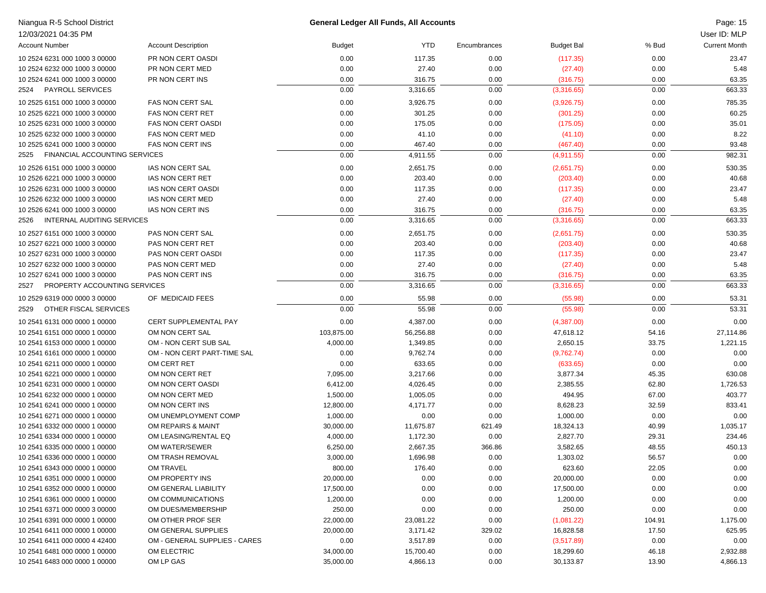Niangua R-5 School District
12/03/2021 04:35 PM

**General Ledger All Funds, All Accounts**

User ID: MLP

| Account Number | Account Description | Budget | YTD | Encumbrances | Budget Bal | % Bud | Current Month |
|---|---|---|---|---|---|---|---|
| 10 2524 6231 000 1000 3 00000 | PR NON CERT OASDI | 0.00 | 117.35 | 0.00 | (117.35) | 0.00 | 23.47 |
| 10 2524 6232 000 1000 3 00000 | PR NON CERT MED | 0.00 | 27.40 | 0.00 | (27.40) | 0.00 | 5.48 |
| 10 2524 6241 000 1000 3 00000 | PR NON CERT INS | 0.00 | 316.75 | 0.00 | (316.75) | 0.00 | 63.35 |
| 2524 PAYROLL SERVICES | | 0.00 | 3,316.65 | 0.00 | (3,316.65) | 0.00 | 663.33 |
| 10 2525 6151 000 1000 3 00000 | FAS NON CERT SAL | 0.00 | 3,926.75 | 0.00 | (3,926.75) | 0.00 | 785.35 |
| 10 2525 6221 000 1000 3 00000 | FAS NON CERT RET | 0.00 | 301.25 | 0.00 | (301.25) | 0.00 | 60.25 |
| 10 2525 6231 000 1000 3 00000 | FAS NON CERT OASDI | 0.00 | 175.05 | 0.00 | (175.05) | 0.00 | 35.01 |
| 10 2525 6232 000 1000 3 00000 | FAS NON CERT MED | 0.00 | 41.10 | 0.00 | (41.10) | 0.00 | 8.22 |
| 10 2525 6241 000 1000 3 00000 | FAS NON CERT INS | 0.00 | 467.40 | 0.00 | (467.40) | 0.00 | 93.48 |
| 2525 FINANCIAL ACCOUNTING SERVICES | | 0.00 | 4,911.55 | 0.00 | (4,911.55) | 0.00 | 982.31 |
| 10 2526 6151 000 1000 3 00000 | IAS NON CERT SAL | 0.00 | 2,651.75 | 0.00 | (2,651.75) | 0.00 | 530.35 |
| 10 2526 6221 000 1000 3 00000 | IAS NON CERT RET | 0.00 | 203.40 | 0.00 | (203.40) | 0.00 | 40.68 |
| 10 2526 6231 000 1000 3 00000 | IAS NON CERT OASDI | 0.00 | 117.35 | 0.00 | (117.35) | 0.00 | 23.47 |
| 10 2526 6232 000 1000 3 00000 | IAS NON CERT MED | 0.00 | 27.40 | 0.00 | (27.40) | 0.00 | 5.48 |
| 10 2526 6241 000 1000 3 00000 | IAS NON CERT INS | 0.00 | 316.75 | 0.00 | (316.75) | 0.00 | 63.35 |
| 2526 INTERNAL AUDITING SERVICES | | 0.00 | 3,316.65 | 0.00 | (3,316.65) | 0.00 | 663.33 |
| 10 2527 6151 000 1000 3 00000 | PAS NON CERT SAL | 0.00 | 2,651.75 | 0.00 | (2,651.75) | 0.00 | 530.35 |
| 10 2527 6221 000 1000 3 00000 | PAS NON CERT RET | 0.00 | 203.40 | 0.00 | (203.40) | 0.00 | 40.68 |
| 10 2527 6231 000 1000 3 00000 | PAS NON CERT OASDI | 0.00 | 117.35 | 0.00 | (117.35) | 0.00 | 23.47 |
| 10 2527 6232 000 1000 3 00000 | PAS NON CERT MED | 0.00 | 27.40 | 0.00 | (27.40) | 0.00 | 5.48 |
| 10 2527 6241 000 1000 3 00000 | PAS NON CERT INS | 0.00 | 316.75 | 0.00 | (316.75) | 0.00 | 63.35 |
| 2527 PROPERTY ACCOUNTING SERVICES | | 0.00 | 3,316.65 | 0.00 | (3,316.65) | 0.00 | 663.33 |
| 10 2529 6319 000 0000 3 00000 | OF MEDICAID FEES | 0.00 | 55.98 | 0.00 | (55.98) | 0.00 | 53.31 |
| 2529 OTHER FISCAL SERVICES | | 0.00 | 55.98 | 0.00 | (55.98) | 0.00 | 53.31 |
| 10 2541 6131 000 0000 1 00000 | CERT SUPPLEMENTAL PAY | 0.00 | 4,387.00 | 0.00 | (4,387.00) | 0.00 | 0.00 |
| 10 2541 6151 000 0000 1 00000 | OM NON CERT SAL | 103,875.00 | 56,256.88 | 0.00 | 47,618.12 | 54.16 | 27,114.86 |
| 10 2541 6153 000 0000 1 00000 | OM - NON CERT SUB SAL | 4,000.00 | 1,349.85 | 0.00 | 2,650.15 | 33.75 | 1,221.15 |
| 10 2541 6161 000 0000 1 00000 | OM - NON CERT PART-TIME SAL | 0.00 | 9,762.74 | 0.00 | (9,762.74) | 0.00 | 0.00 |
| 10 2541 6211 000 0000 1 00000 | OM CERT RET | 0.00 | 633.65 | 0.00 | (633.65) | 0.00 | 0.00 |
| 10 2541 6221 000 0000 1 00000 | OM NON CERT RET | 7,095.00 | 3,217.66 | 0.00 | 3,877.34 | 45.35 | 630.08 |
| 10 2541 6231 000 0000 1 00000 | OM NON CERT OASDI | 6,412.00 | 4,026.45 | 0.00 | 2,385.55 | 62.80 | 1,726.53 |
| 10 2541 6232 000 0000 1 00000 | OM NON CERT MED | 1,500.00 | 1,005.05 | 0.00 | 494.95 | 67.00 | 403.77 |
| 10 2541 6241 000 0000 1 00000 | OM NON CERT INS | 12,800.00 | 4,171.77 | 0.00 | 8,628.23 | 32.59 | 833.41 |
| 10 2541 6271 000 0000 1 00000 | OM UNEMPLOYMENT COMP | 1,000.00 | 0.00 | 0.00 | 1,000.00 | 0.00 | 0.00 |
| 10 2541 6332 000 0000 1 00000 | OM REPAIRS & MAINT | 30,000.00 | 11,675.87 | 621.49 | 18,324.13 | 40.99 | 1,035.17 |
| 10 2541 6334 000 0000 1 00000 | OM LEASING/RENTAL EQ | 4,000.00 | 1,172.30 | 0.00 | 2,827.70 | 29.31 | 234.46 |
| 10 2541 6335 000 0000 1 00000 | OM WATER/SEWER | 6,250.00 | 2,667.35 | 366.86 | 3,582.65 | 48.55 | 450.13 |
| 10 2541 6336 000 0000 1 00000 | OM TRASH REMOVAL | 3,000.00 | 1,696.98 | 0.00 | 1,303.02 | 56.57 | 0.00 |
| 10 2541 6343 000 0000 1 00000 | OM TRAVEL | 800.00 | 176.40 | 0.00 | 623.60 | 22.05 | 0.00 |
| 10 2541 6351 000 0000 1 00000 | OM PROPERTY INS | 20,000.00 | 0.00 | 0.00 | 20,000.00 | 0.00 | 0.00 |
| 10 2541 6352 000 0000 1 00000 | OM GENERAL LIABILITY | 17,500.00 | 0.00 | 0.00 | 17,500.00 | 0.00 | 0.00 |
| 10 2541 6361 000 0000 1 00000 | OM COMMUNICATIONS | 1,200.00 | 0.00 | 0.00 | 1,200.00 | 0.00 | 0.00 |
| 10 2541 6371 000 0000 3 00000 | OM DUES/MEMBERSHIP | 250.00 | 0.00 | 0.00 | 250.00 | 0.00 | 0.00 |
| 10 2541 6391 000 0000 1 00000 | OM OTHER PROF SER | 22,000.00 | 23,081.22 | 0.00 | (1,081.22) | 104.91 | 1,175.00 |
| 10 2541 6411 000 0000 1 00000 | OM GENERAL SUPPLIES | 20,000.00 | 3,171.42 | 329.02 | 16,828.58 | 17.50 | 625.95 |
| 10 2541 6411 000 0000 4 42400 | OM - GENERAL SUPPLIES - CARES | 0.00 | 3,517.89 | 0.00 | (3,517.89) | 0.00 | 0.00 |
| 10 2541 6481 000 0000 1 00000 | OM ELECTRIC | 34,000.00 | 15,700.40 | 0.00 | 18,299.60 | 46.18 | 2,932.88 |
| 10 2541 6483 000 0000 1 00000 | OM LP GAS | 35,000.00 | 4,866.13 | 0.00 | 30,133.87 | 13.90 | 4,866.13 |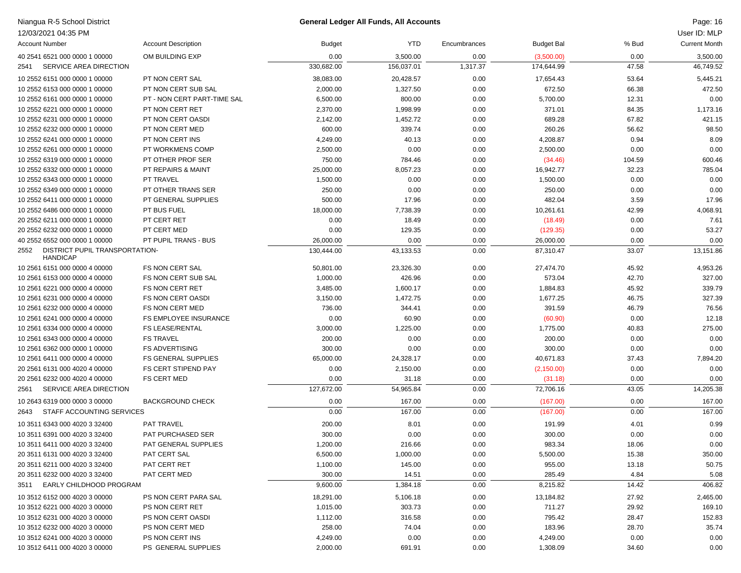Niangua R-5 School District
12/03/2021 04:35 PM

**General Ledger All Funds, All Accounts**

User ID: MLP

| Account Number | Account Description | Budget | YTD | Encumbrances | Budget Bal | % Bud | Current Month |
|---|---|---|---|---|---|---|---|
| 40 2541 6521 000 0000 1 00000 | OM BUILDING EXP | 0.00 | 3,500.00 | 0.00 | (3,500.00) | 0.00 | 3,500.00 |
| 2541 SERVICE AREA DIRECTION | | 330,682.00 | 156,037.01 | 1,317.37 | 174,644.99 | 47.58 | 46,749.52 |
| 10 2552 6151 000 0000 1 00000 | PT NON CERT SAL | 38,083.00 | 20,428.57 | 0.00 | 17,654.43 | 53.64 | 5,445.21 |
| 10 2552 6153 000 0000 1 00000 | PT NON CERT SUB SAL | 2,000.00 | 1,327.50 | 0.00 | 672.50 | 66.38 | 472.50 |
| 10 2552 6161 000 0000 1 00000 | PT - NON CERT PART-TIME SAL | 6,500.00 | 800.00 | 0.00 | 5,700.00 | 12.31 | 0.00 |
| 10 2552 6221 000 0000 1 00000 | PT NON CERT RET | 2,370.00 | 1,998.99 | 0.00 | 371.01 | 84.35 | 1,173.16 |
| 10 2552 6231 000 0000 1 00000 | PT NON CERT OASDI | 2,142.00 | 1,452.72 | 0.00 | 689.28 | 67.82 | 421.15 |
| 10 2552 6232 000 0000 1 00000 | PT NON CERT MED | 600.00 | 339.74 | 0.00 | 260.26 | 56.62 | 98.50 |
| 10 2552 6241 000 0000 1 00000 | PT NON CERT INS | 4,249.00 | 40.13 | 0.00 | 4,208.87 | 0.94 | 8.09 |
| 10 2552 6261 000 0000 1 00000 | PT WORKMENS COMP | 2,500.00 | 0.00 | 0.00 | 2,500.00 | 0.00 | 0.00 |
| 10 2552 6319 000 0000 1 00000 | PT OTHER PROF SER | 750.00 | 784.46 | 0.00 | (34.46) | 104.59 | 600.46 |
| 10 2552 6332 000 0000 1 00000 | PT REPAIRS & MAINT | 25,000.00 | 8,057.23 | 0.00 | 16,942.77 | 32.23 | 785.04 |
| 10 2552 6343 000 0000 1 00000 | PT TRAVEL | 1,500.00 | 0.00 | 0.00 | 1,500.00 | 0.00 | 0.00 |
| 10 2552 6349 000 0000 1 00000 | PT OTHER TRANS SER | 250.00 | 0.00 | 0.00 | 250.00 | 0.00 | 0.00 |
| 10 2552 6411 000 0000 1 00000 | PT GENERAL SUPPLIES | 500.00 | 17.96 | 0.00 | 482.04 | 3.59 | 17.96 |
| 10 2552 6486 000 0000 1 00000 | PT BUS FUEL | 18,000.00 | 7,738.39 | 0.00 | 10,261.61 | 42.99 | 4,068.91 |
| 20 2552 6211 000 0000 1 00000 | PT CERT RET | 0.00 | 18.49 | 0.00 | (18.49) | 0.00 | 7.61 |
| 20 2552 6232 000 0000 1 00000 | PT CERT MED | 0.00 | 129.35 | 0.00 | (129.35) | 0.00 | 53.27 |
| 40 2552 6552 000 0000 1 00000 | PT PUPIL TRANS - BUS | 26,000.00 | 0.00 | 0.00 | 26,000.00 | 0.00 | 0.00 |
| 2552 DISTRICT PUPIL TRANSPORTATION-HANDICAP | | 130,444.00 | 43,133.53 | 0.00 | 87,310.47 | 33.07 | 13,151.86 |
| 10 2561 6151 000 0000 4 00000 | FS NON CERT SAL | 50,801.00 | 23,326.30 | 0.00 | 27,474.70 | 45.92 | 4,953.26 |
| 10 2561 6153 000 0000 4 00000 | FS NON CERT SUB SAL | 1,000.00 | 426.96 | 0.00 | 573.04 | 42.70 | 327.00 |
| 10 2561 6221 000 0000 4 00000 | FS NON CERT RET | 3,485.00 | 1,600.17 | 0.00 | 1,884.83 | 45.92 | 339.79 |
| 10 2561 6231 000 0000 4 00000 | FS NON CERT OASDI | 3,150.00 | 1,472.75 | 0.00 | 1,677.25 | 46.75 | 327.39 |
| 10 2561 6232 000 0000 4 00000 | FS NON CERT MED | 736.00 | 344.41 | 0.00 | 391.59 | 46.79 | 76.56 |
| 10 2561 6241 000 0000 4 00000 | FS EMPLOYEE INSURANCE | 0.00 | 60.90 | 0.00 | (60.90) | 0.00 | 12.18 |
| 10 2561 6334 000 0000 4 00000 | FS LEASE/RENTAL | 3,000.00 | 1,225.00 | 0.00 | 1,775.00 | 40.83 | 275.00 |
| 10 2561 6343 000 0000 4 00000 | FS TRAVEL | 200.00 | 0.00 | 0.00 | 200.00 | 0.00 | 0.00 |
| 10 2561 6362 000 0000 1 00000 | FS ADVERTISING | 300.00 | 0.00 | 0.00 | 300.00 | 0.00 | 0.00 |
| 10 2561 6411 000 0000 4 00000 | FS GENERAL SUPPLIES | 65,000.00 | 24,328.17 | 0.00 | 40,671.83 | 37.43 | 7,894.20 |
| 20 2561 6131 000 4020 4 00000 | FS CERT STIPEND PAY | 0.00 | 2,150.00 | 0.00 | (2,150.00) | 0.00 | 0.00 |
| 20 2561 6232 000 4020 4 00000 | FS CERT MED | 0.00 | 31.18 | 0.00 | (31.18) | 0.00 | 0.00 |
| 2561 SERVICE AREA DIRECTION | | 127,672.00 | 54,965.84 | 0.00 | 72,706.16 | 43.05 | 14,205.38 |
| 10 2643 6319 000 0000 3 00000 | BACKGROUND CHECK | 0.00 | 167.00 | 0.00 | (167.00) | 0.00 | 167.00 |
| 2643 STAFF ACCOUNTING SERVICES | | 0.00 | 167.00 | 0.00 | (167.00) | 0.00 | 167.00 |
| 10 3511 6343 000 4020 3 32400 | PAT TRAVEL | 200.00 | 8.01 | 0.00 | 191.99 | 4.01 | 0.99 |
| 10 3511 6391 000 4020 3 32400 | PAT PURCHASED SER | 300.00 | 0.00 | 0.00 | 300.00 | 0.00 | 0.00 |
| 10 3511 6411 000 4020 3 32400 | PAT GENERAL SUPPLIES | 1,200.00 | 216.66 | 0.00 | 983.34 | 18.06 | 0.00 |
| 20 3511 6131 000 4020 3 32400 | PAT CERT SAL | 6,500.00 | 1,000.00 | 0.00 | 5,500.00 | 15.38 | 350.00 |
| 20 3511 6211 000 4020 3 32400 | PAT CERT RET | 1,100.00 | 145.00 | 0.00 | 955.00 | 13.18 | 50.75 |
| 20 3511 6232 000 4020 3 32400 | PAT CERT MED | 300.00 | 14.51 | 0.00 | 285.49 | 4.84 | 5.08 |
| 3511 EARLY CHILDHOOD PROGRAM | | 9,600.00 | 1,384.18 | 0.00 | 8,215.82 | 14.42 | 406.82 |
| 10 3512 6152 000 4020 3 00000 | PS NON CERT PARA SAL | 18,291.00 | 5,106.18 | 0.00 | 13,184.82 | 27.92 | 2,465.00 |
| 10 3512 6221 000 4020 3 00000 | PS NON CERT RET | 1,015.00 | 303.73 | 0.00 | 711.27 | 29.92 | 169.10 |
| 10 3512 6231 000 4020 3 00000 | PS NON CERT OASDI | 1,112.00 | 316.58 | 0.00 | 795.42 | 28.47 | 152.83 |
| 10 3512 6232 000 4020 3 00000 | PS NON CERT MED | 258.00 | 74.04 | 0.00 | 183.96 | 28.70 | 35.74 |
| 10 3512 6241 000 4020 3 00000 | PS NON CERT INS | 4,249.00 | 0.00 | 0.00 | 4,249.00 | 0.00 | 0.00 |
| 10 3512 6411 000 4020 3 00000 | PS GENERAL SUPPLIES | 2,000.00 | 691.91 | 0.00 | 1,308.09 | 34.60 | 0.00 |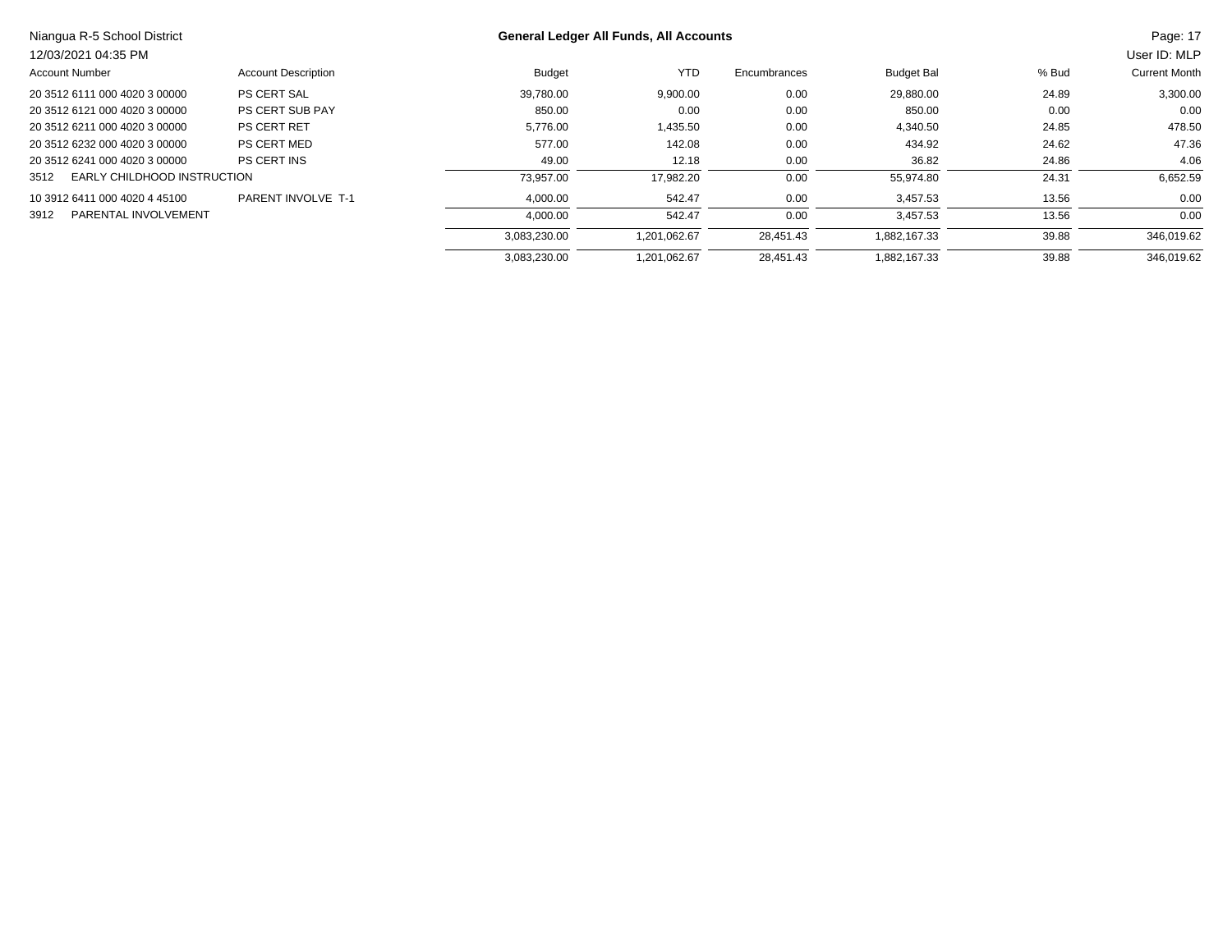| Account Number | Account Description | Budget | YTD | Encumbrances | Budget Bal | % Bud | Current Month |
|---|---|---|---|---|---|---|---|
| 20 3512 6111 000 4020 3 00000 | PS CERT SAL | 39,780.00 | 9,900.00 | 0.00 | 29,880.00 | 24.89 | 3,300.00 |
| 20 3512 6121 000 4020 3 00000 | PS CERT SUB PAY | 850.00 | 0.00 | 0.00 | 850.00 | 0.00 | 0.00 |
| 20 3512 6211 000 4020 3 00000 | PS CERT RET | 5,776.00 | 1,435.50 | 0.00 | 4,340.50 | 24.85 | 478.50 |
| 20 3512 6232 000 4020 3 00000 | PS CERT MED | 577.00 | 142.08 | 0.00 | 434.92 | 24.62 | 47.36 |
| 20 3512 6241 000 4020 3 00000 | PS CERT INS | 49.00 | 12.18 | 0.00 | 36.82 | 24.86 | 4.06 |
| 3512 EARLY CHILDHOOD INSTRUCTION | | 73,957.00 | 17,982.20 | 0.00 | 55,974.80 | 24.31 | 6,652.59 |
| 10 3912 6411 000 4020 4 45100 | PARENT INVOLVE T-1 | 4,000.00 | 542.47 | 0.00 | 3,457.53 | 13.56 | 0.00 |
| 3912 PARENTAL INVOLVEMENT | | 4,000.00 | 542.47 | 0.00 | 3,457.53 | 13.56 | 0.00 |
| | | 3,083,230.00 | 1,201,062.67 | 28,451.43 | 1,882,167.33 | 39.88 | 346,019.62 |
| | | 3,083,230.00 | 1,201,062.67 | 28,451.43 | 1,882,167.33 | 39.88 | 346,019.62 |